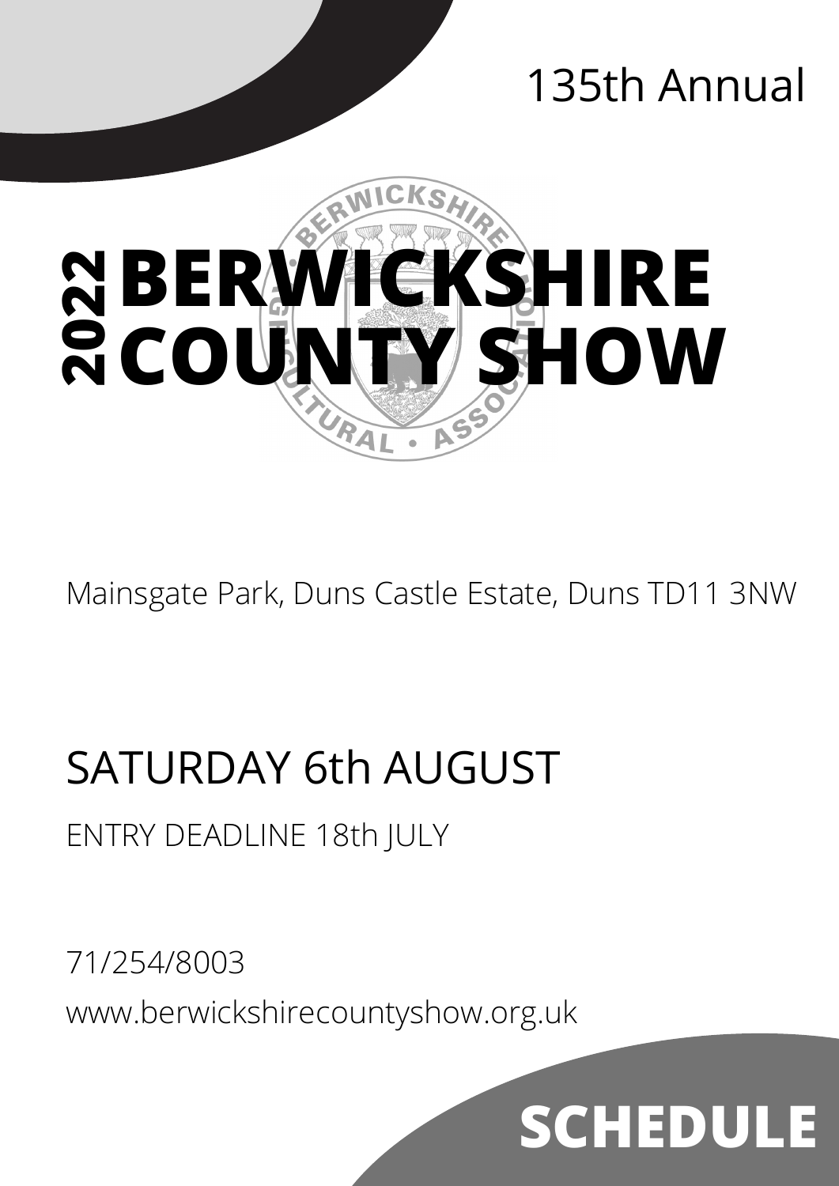135th Annual

# 2022 BERWICKSHIRE COUNTY SHOW

Mainsgate Park, Duns Castle Estate, Duns TD11 3NW

## SATURDAY 6th AUGUST

ENTRY DEADLINE 18th JULY

71/254/8003

www.berwickshirecountyshow.org.uk

## SCHEDULE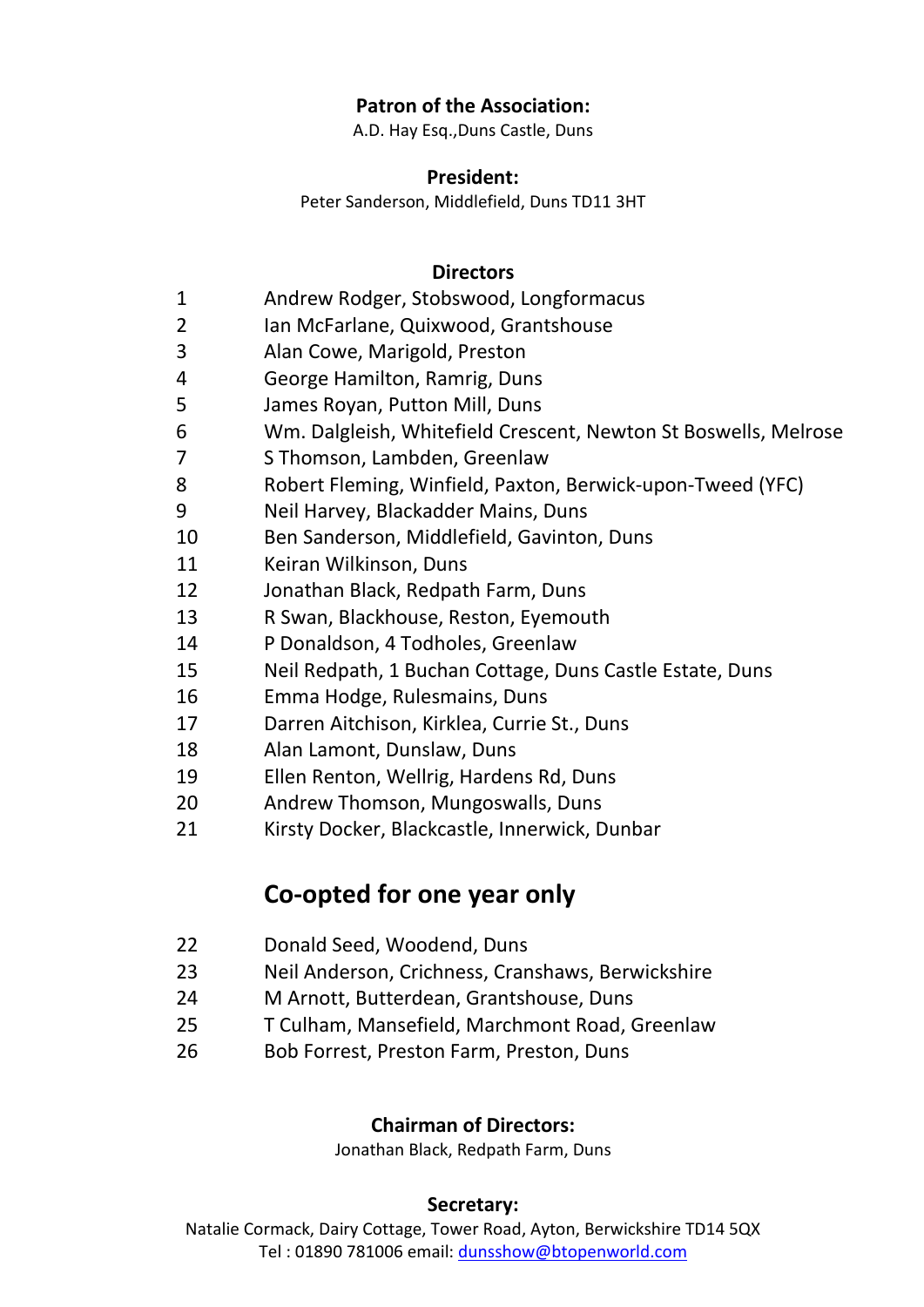**Patron of the Association:**

A.D. Hay Esq.,Duns Castle, Duns

**President:**

Peter Sanderson, Middlefield, Duns TD11 3HT

**Directors**

| | |
|---|---|
| 1 | Andrew Rodger, Stobswood, Longformacus |
| 2 | Ian McFarlane, Quixwood, Grantshouse |
| 3 | Alan Cowe, Marigold, Preston |
| 4 | George Hamilton, Ramrig, Duns |
| 5 | James Royan, Putton Mill, Duns |
| 6 | Wm. Dalgleish, Whitefield Crescent, Newton St Boswells, Melrose |
| 7 | S Thomson, Lambden, Greenlaw |
| 8 | Robert Fleming, Winfield, Paxton, Berwick-upon-Tweed (YFC) |
| 9 | Neil Harvey, Blackadder Mains, Duns |
| 10 | Ben Sanderson, Middlefield, Gavinton, Duns |
| 11 | Keiran Wilkinson, Duns |
| 12 | Jonathan Black, Redpath Farm, Duns |
| 13 | R Swan, Blackhouse, Reston, Eyemouth |
| 14 | P Donaldson, 4 Todholes, Greenlaw |
| 15 | Neil Redpath, 1 Buchan Cottage, Duns Castle Estate, Duns |
| 16 | Emma Hodge, Rulesmains, Duns |
| 17 | Darren Aitchison, Kirklea, Currie St., Duns |
| 18 | Alan Lamont, Dunslaw, Duns |
| 19 | Ellen Renton, Wellrig, Hardens Rd, Duns |
| 20 | Andrew Thomson, Mungoswalls, Duns |
| 21 | Kirsty Docker, Blackcastle, Innerwick, Dunbar |

## Co-opted for one year only

| | |
|---|---|
| 22 | Donald Seed, Woodend, Duns |
| 23 | Neil Anderson, Crichness, Cranshaws, Berwickshire |
| 24 | M Arnott, Butterdean, Grantshouse, Duns |
| 25 | T Culham, Mansefield, Marchmont Road, Greenlaw |
| 26 | Bob Forrest, Preston Farm, Preston, Duns |

**Chairman of Directors:**

Jonathan Black, Redpath Farm, Duns

**Secretary:**

Natalie Cormack, Dairy Cottage, Tower Road, Ayton, Berwickshire TD14 5QX

Tel : 01890 781006 email: dunsshow@btopenworld.com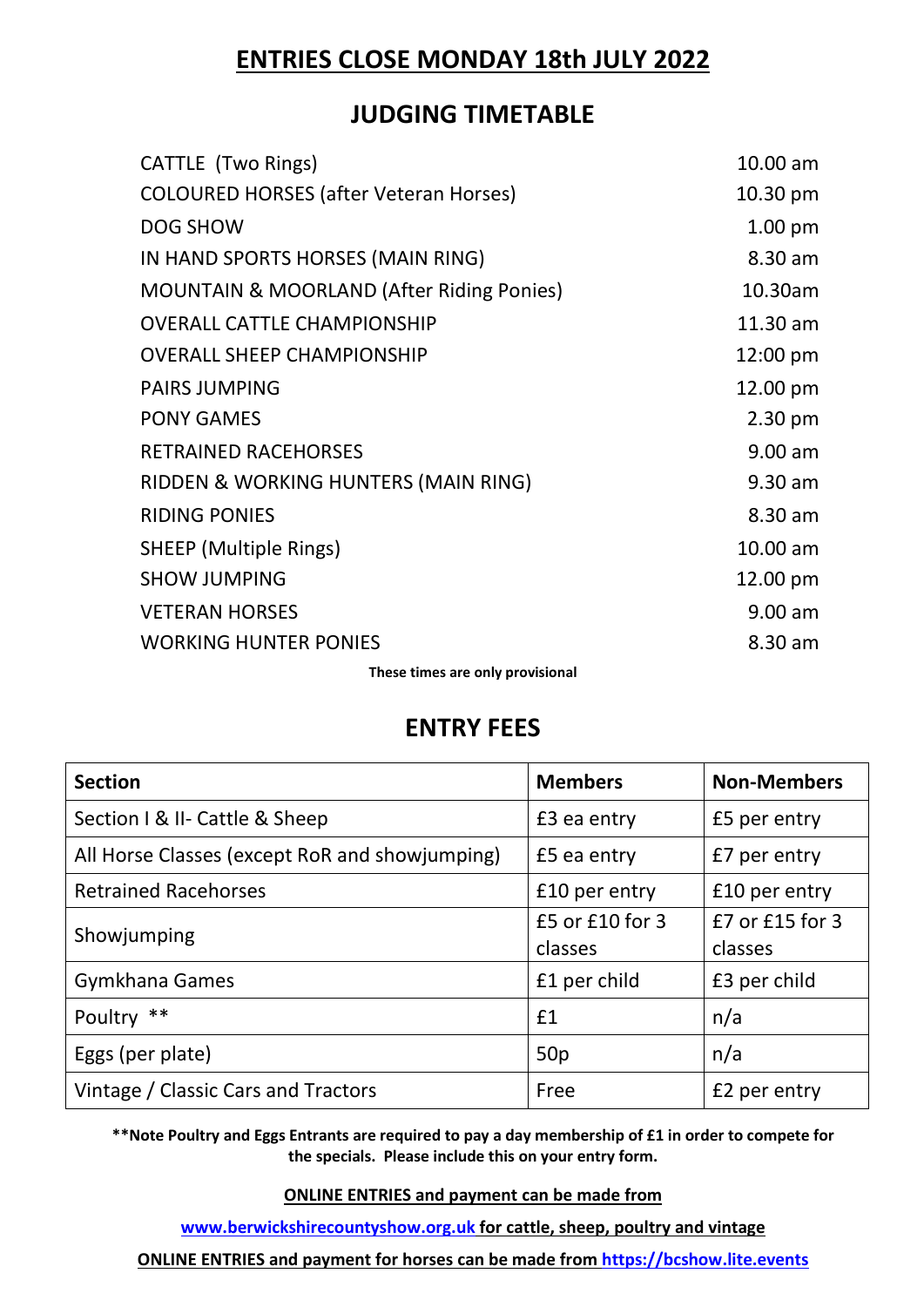## ENTRIES CLOSE MONDAY 18th JULY 2022

## JUDGING TIMETABLE

| | |
|---|---|
| CATTLE (Two Rings) | 10.00 am |
| COLOURED HORSES (after Veteran Horses) | 10.30 pm |
| DOG SHOW | 1.00 pm |
| IN HAND SPORTS HORSES (MAIN RING) | 8.30 am |
| MOUNTAIN & MOORLAND (After Riding Ponies) | 10.30am |
| OVERALL CATTLE CHAMPIONSHIP | 11.30 am |
| OVERALL SHEEP CHAMPIONSHIP | 12:00 pm |
| PAIRS JUMPING | 12.00 pm |
| PONY GAMES | 2.30 pm |
| RETRAINED RACEHORSES | 9.00 am |
| RIDDEN & WORKING HUNTERS (MAIN RING) | 9.30 am |
| RIDING PONIES | 8.30 am |
| SHEEP (Multiple Rings) | 10.00 am |
| SHOW JUMPING | 12.00 pm |
| VETERAN HORSES | 9.00 am |
| WORKING HUNTER PONIES | 8.30 am |

**These times are only provisional**

## ENTRY FEES

| Section | Members | Non-Members |
|---|---|---|
| Section I & II- Cattle & Sheep | £3 ea entry | £5 per entry |
| All Horse Classes (except RoR and showjumping) | £5 ea entry | £7 per entry |
| Retrained Racehorses | £10 per entry | £10 per entry |
| Showjumping | £5 or £10 for 3 classes | £7 or £15 for 3 classes |
| Gymkhana Games | £1 per child | £3 per child |
| Poultry ** | £1 | n/a |
| Eggs (per plate) | 50p | n/a |
| Vintage / Classic Cars and Tractors | Free | £2 per entry |

**\*\*Note Poultry and Eggs Entrants are required to pay a day membership of £1 in order to compete for the specials. Please include this on your entry form.**

**ONLINE ENTRIES and payment can be made from**

**www.berwickshirecountyshow.org.uk for cattle, sheep, poultry and vintage**

**ONLINE ENTRIES and payment for horses can be made from https://bcshow.lite.events**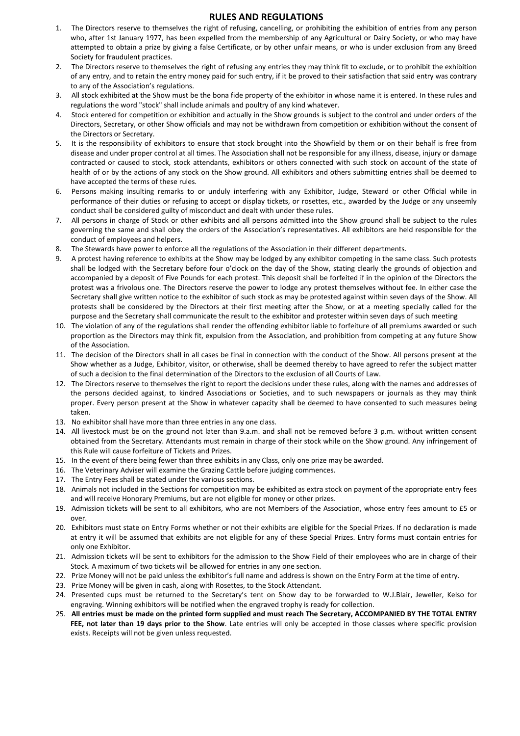# RULES AND REGULATIONS

1. The Directors reserve to themselves the right of refusing, cancelling, or prohibiting the exhibition of entries from any person who, after 1st January 1977, has been expelled from the membership of any Agricultural or Dairy Society, or who may have attempted to obtain a prize by giving a false Certificate, or by other unfair means, or who is under exclusion from any Breed Society for fraudulent practices.
2. The Directors reserve to themselves the right of refusing any entries they may think fit to exclude, or to prohibit the exhibition of any entry, and to retain the entry money paid for such entry, if it be proved to their satisfaction that said entry was contrary to any of the Association's regulations.
3. All stock exhibited at the Show must be the bona fide property of the exhibitor in whose name it is entered. In these rules and regulations the word "stock" shall include animals and poultry of any kind whatever.
4. Stock entered for competition or exhibition and actually in the Show grounds is subject to the control and under orders of the Directors, Secretary, or other Show officials and may not be withdrawn from competition or exhibition without the consent of the Directors or Secretary.
5. It is the responsibility of exhibitors to ensure that stock brought into the Showfield by them or on their behalf is free from disease and under proper control at all times. The Association shall not be responsible for any illness, disease, injury or damage contracted or caused to stock, stock attendants, exhibitors or others connected with such stock on account of the state of health of or by the actions of any stock on the Show ground. All exhibitors and others submitting entries shall be deemed to have accepted the terms of these rules.
6. Persons making insulting remarks to or unduly interfering with any Exhibitor, Judge, Steward or other Official while in performance of their duties or refusing to accept or display tickets, or rosettes, etc., awarded by the Judge or any unseemly conduct shall be considered guilty of misconduct and dealt with under these rules.
7. All persons in charge of Stock or other exhibits and all persons admitted into the Show ground shall be subject to the rules governing the same and shall obey the orders of the Association's representatives. All exhibitors are held responsible for the conduct of employees and helpers.
8. The Stewards have power to enforce all the regulations of the Association in their different departments.
9. A protest having reference to exhibits at the Show may be lodged by any exhibitor competing in the same class. Such protests shall be lodged with the Secretary before four o'clock on the day of the Show, stating clearly the grounds of objection and accompanied by a deposit of Five Pounds for each protest. This deposit shall be forfeited if in the opinion of the Directors the protest was a frivolous one. The Directors reserve the power to lodge any protest themselves without fee. In either case the Secretary shall give written notice to the exhibitor of such stock as may be protested against within seven days of the Show. All protests shall be considered by the Directors at their first meeting after the Show, or at a meeting specially called for the purpose and the Secretary shall communicate the result to the exhibitor and protester within seven days of such meeting
10. The violation of any of the regulations shall render the offending exhibitor liable to forfeiture of all premiums awarded or such proportion as the Directors may think fit, expulsion from the Association, and prohibition from competing at any future Show of the Association.
11. The decision of the Directors shall in all cases be final in connection with the conduct of the Show. All persons present at the Show whether as a Judge, Exhibitor, visitor, or otherwise, shall be deemed thereby to have agreed to refer the subject matter of such a decision to the final determination of the Directors to the exclusion of all Courts of Law.
12. The Directors reserve to themselves the right to report the decisions under these rules, along with the names and addresses of the persons decided against, to kindred Associations or Societies, and to such newspapers or journals as they may think proper. Every person present at the Show in whatever capacity shall be deemed to have consented to such measures being taken.
13. No exhibitor shall have more than three entries in any one class.
14. All livestock must be on the ground not later than 9.a.m. and shall not be removed before 3 p.m. without written consent obtained from the Secretary. Attendants must remain in charge of their stock while on the Show ground. Any infringement of this Rule will cause forfeiture of Tickets and Prizes.
15. In the event of there being fewer than three exhibits in any Class, only one prize may be awarded.
16. The Veterinary Adviser will examine the Grazing Cattle before judging commences.
17. The Entry Fees shall be stated under the various sections.
18. Animals not included in the Sections for competition may be exhibited as extra stock on payment of the appropriate entry fees and will receive Honorary Premiums, but are not eligible for money or other prizes.
19. Admission tickets will be sent to all exhibitors, who are not Members of the Association, whose entry fees amount to £5 or over.
20. Exhibitors must state on Entry Forms whether or not their exhibits are eligible for the Special Prizes. If no declaration is made at entry it will be assumed that exhibits are not eligible for any of these Special Prizes. Entry forms must contain entries for only one Exhibitor.
21. Admission tickets will be sent to exhibitors for the admission to the Show Field of their employees who are in charge of their Stock. A maximum of two tickets will be allowed for entries in any one section.
22. Prize Money will not be paid unless the exhibitor's full name and address is shown on the Entry Form at the time of entry.
23. Prize Money will be given in cash, along with Rosettes, to the Stock Attendant.
24. Presented cups must be returned to the Secretary's tent on Show day to be forwarded to W.J.Blair, Jeweller, Kelso for engraving. Winning exhibitors will be notified when the engraved trophy is ready for collection.
25. **All entries must be made on the printed form supplied and must reach The Secretary, ACCOMPANIED BY THE TOTAL ENTRY FEE, not later than 19 days prior to the Show**. Late entries will only be accepted in those classes where specific provision exists. Receipts will not be given unless requested.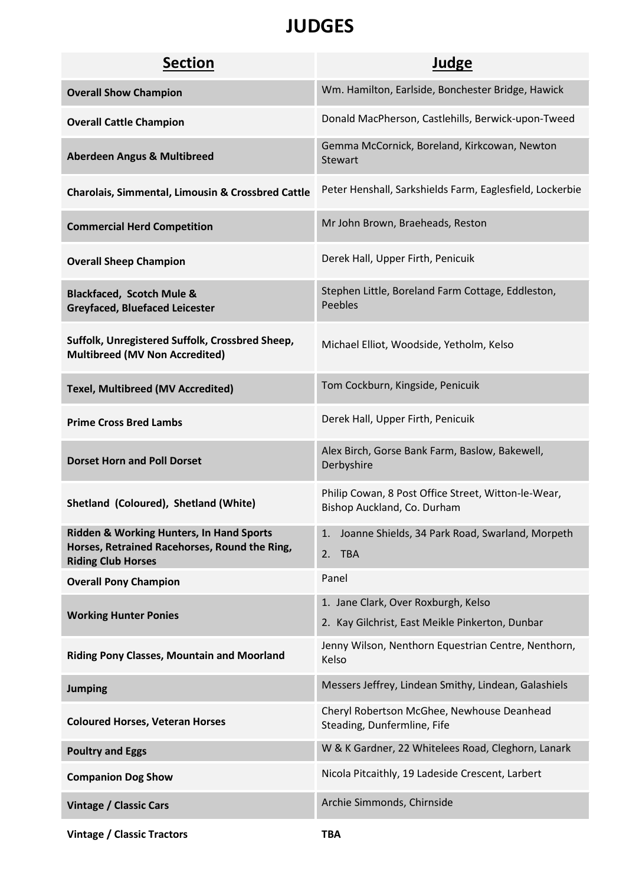# JUDGES

| Section | Judge |
|---|---|
| **Overall Show Champion** | Wm. Hamilton, Earlside, Bonchester Bridge, Hawick |
| **Overall Cattle Champion** | Donald MacPherson, Castlehills, Berwick-upon-Tweed |
| **Aberdeen Angus & Multibreed** | Gemma McCornick, Boreland, Kirkcowan, Newton Stewart |
| **Charolais, Simmental, Limousin & Crossbred Cattle** | Peter Henshall, Sarkshields Farm, Eaglesfield, Lockerbie |
| **Commercial Herd Competition** | Mr John Brown, Braeheads, Reston |
| **Overall Sheep Champion** | Derek Hall, Upper Firth, Penicuik |
| **Blackfaced, Scotch Mule & Greyfaced, Bluefaced Leicester** | Stephen Little, Boreland Farm Cottage, Eddleston, Peebles |
| **Suffolk, Unregistered Suffolk, Crossbred Sheep, Multibreed (MV Non Accredited)** | Michael Elliot, Woodside, Yetholm, Kelso |
| **Texel, Multibreed (MV Accredited)** | Tom Cockburn, Kingside, Penicuik |
| **Prime Cross Bred Lambs** | Derek Hall, Upper Firth, Penicuik |
| **Dorset Horn and Poll Dorset** | Alex Birch, Gorse Bank Farm, Baslow, Bakewell, Derbyshire |
| **Shetland (Coloured), Shetland (White)** | Philip Cowan, 8 Post Office Street, Witton-le-Wear, Bishop Auckland, Co. Durham |
| **Ridden & Working Hunters, In Hand Sports Horses, Retrained Racehorses, Round the Ring, Riding Club Horses** | 1. Joanne Shields, 34 Park Road, Swarland, Morpeth<br>2. TBA |
| **Overall Pony Champion** | Panel |
| **Working Hunter Ponies** | 1. Jane Clark, Over Roxburgh, Kelso<br>2. Kay Gilchrist, East Meikle Pinkerton, Dunbar |
| **Riding Pony Classes, Mountain and Moorland** | Jenny Wilson, Nenthorn Equestrian Centre, Nenthorn, Kelso |
| **Jumping** | Messers Jeffrey, Lindean Smithy, Lindean, Galashiels |
| **Coloured Horses, Veteran Horses** | Cheryl Robertson McGhee, Newhouse Deanhead Steading, Dunfermline, Fife |
| **Poultry and Eggs** | W & K Gardner, 22 Whitelees Road, Cleghorn, Lanark |
| **Companion Dog Show** | Nicola Pitcaithly, 19 Ladeside Crescent, Larbert |
| **Vintage / Classic Cars** | Archie Simmonds, Chirnside |
| **Vintage / Classic Tractors** | **TBA** |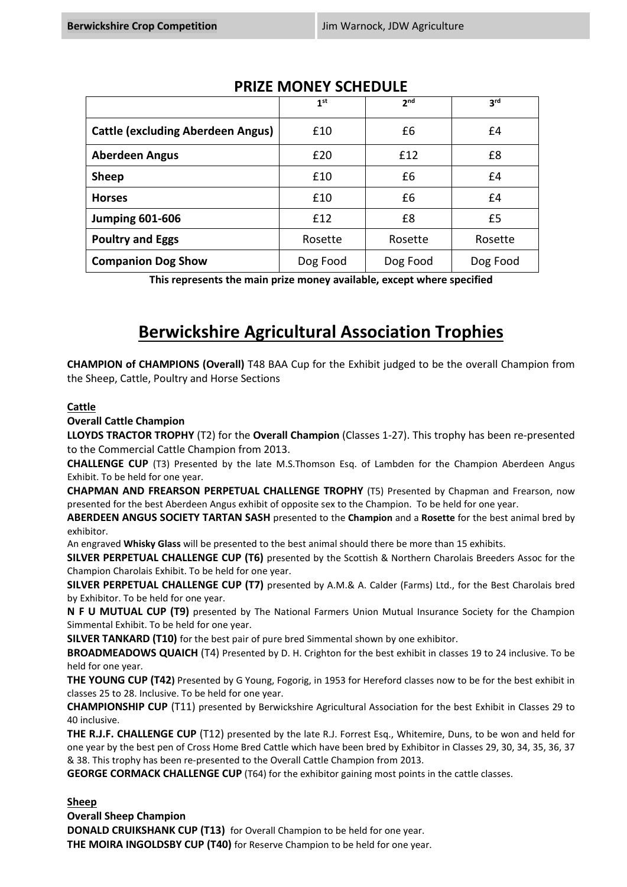| Berwickshire Crop Competition | Jim Warnock, JDW Agriculture |
|---|---|

## PRIZE MONEY SCHEDULE

| | 1st | 2nd | 3rd |
|---|---|---|---|
| **Cattle (excluding Aberdeen Angus)** | £10 | £6 | £4 |
| **Aberdeen Angus** | £20 | £12 | £8 |
| **Sheep** | £10 | £6 | £4 |
| **Horses** | £10 | £6 | £4 |
| **Jumping 601-606** | £12 | £8 | £5 |
| **Poultry and Eggs** | Rosette | Rosette | Rosette |
| **Companion Dog Show** | Dog Food | Dog Food | Dog Food |

**This represents the main prize money available, except where specified**

# Berwickshire Agricultural Association Trophies

**CHAMPION of CHAMPIONS (Overall)** T48 BAA Cup for the Exhibit judged to be the overall Champion from the Sheep, Cattle, Poultry and Horse Sections

**Cattle**

**Overall Cattle Champion**

**LLOYDS TRACTOR TROPHY** (T2) for the **Overall Champion** (Classes 1-27). This trophy has been re-presented to the Commercial Cattle Champion from 2013.

**CHALLENGE CUP** (T3) Presented by the late M.S.Thomson Esq. of Lambden for the Champion Aberdeen Angus Exhibit. To be held for one year.

**CHAPMAN AND FREARSON PERPETUAL CHALLENGE TROPHY** (T5) Presented by Chapman and Frearson, now presented for the best Aberdeen Angus exhibit of opposite sex to the Champion. To be held for one year.

**ABERDEEN ANGUS SOCIETY TARTAN SASH** presented to the **Champion** and a **Rosette** for the best animal bred by exhibitor.

An engraved **Whisky Glass** will be presented to the best animal should there be more than 15 exhibits.

**SILVER PERPETUAL CHALLENGE CUP (T6)** presented by the Scottish & Northern Charolais Breeders Assoc for the Champion Charolais Exhibit. To be held for one year.

**SILVER PERPETUAL CHALLENGE CUP (T7)** presented by A.M.& A. Calder (Farms) Ltd., for the Best Charolais bred by Exhibitor. To be held for one year.

**N F U MUTUAL CUP (T9)** presented by The National Farmers Union Mutual Insurance Society for the Champion Simmental Exhibit. To be held for one year.

**SILVER TANKARD (T10)** for the best pair of pure bred Simmental shown by one exhibitor.

**BROADMEADOWS QUAICH** (T4) Presented by D. H. Crighton for the best exhibit in classes 19 to 24 inclusive. To be held for one year.

**THE YOUNG CUP (T42)** Presented by G Young, Fogorig, in 1953 for Hereford classes now to be for the best exhibit in classes 25 to 28. Inclusive. To be held for one year.

**CHAMPIONSHIP CUP** (T11) presented by Berwickshire Agricultural Association for the best Exhibit in Classes 29 to 40 inclusive.

**THE R.J.F. CHALLENGE CUP** (T12) presented by the late R.J. Forrest Esq., Whitemire, Duns, to be won and held for one year by the best pen of Cross Home Bred Cattle which have been bred by Exhibitor in Classes 29, 30, 34, 35, 36, 37 & 38. This trophy has been re-presented to the Overall Cattle Champion from 2013.

**GEORGE CORMACK CHALLENGE CUP** (T64) for the exhibitor gaining most points in the cattle classes.

**Sheep**

**Overall Sheep Champion**

**DONALD CRUIKSHANK CUP (T13)** for Overall Champion to be held for one year.

**THE MOIRA INGOLDSBY CUP (T40)** for Reserve Champion to be held for one year.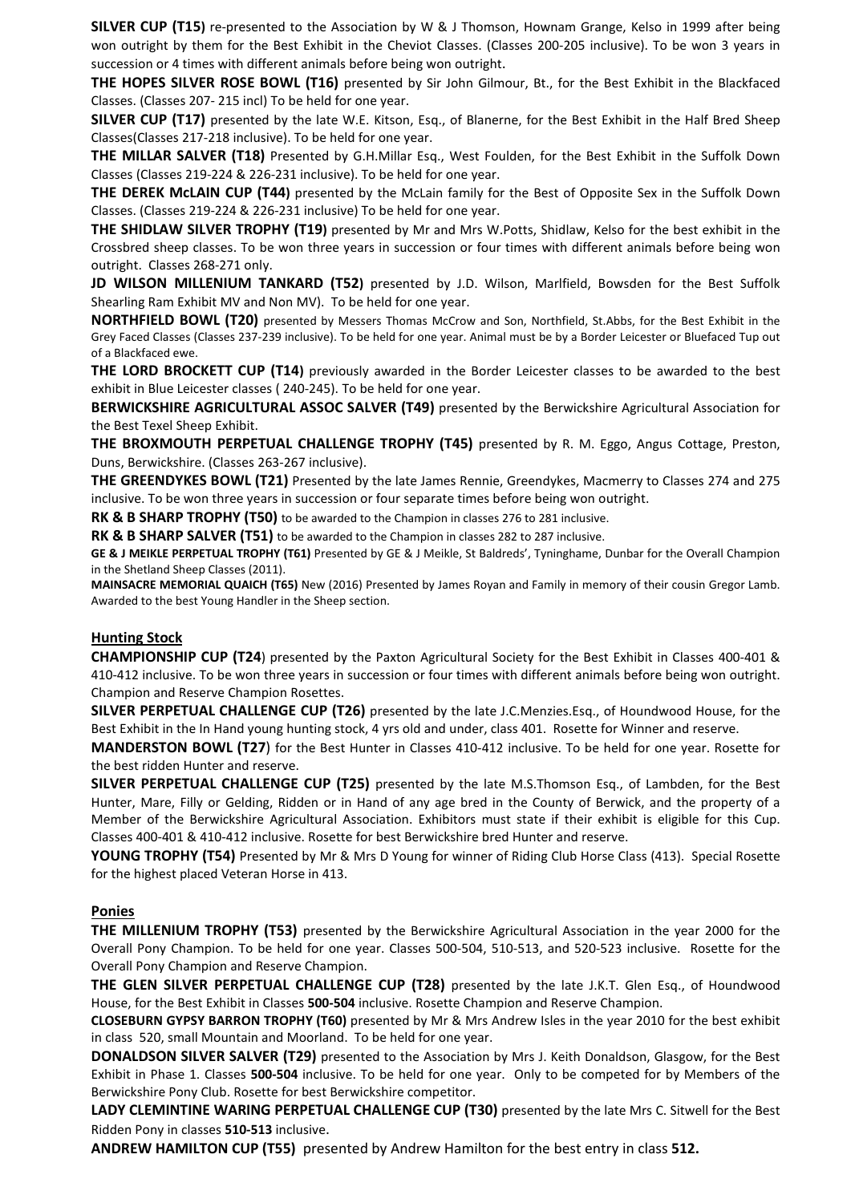**SILVER CUP (T15)** re-presented to the Association by W & J Thomson, Hownam Grange, Kelso in 1999 after being won outright by them for the Best Exhibit in the Cheviot Classes. (Classes 200-205 inclusive). To be won 3 years in succession or 4 times with different animals before being won outright.

**THE HOPES SILVER ROSE BOWL (T16)** presented by Sir John Gilmour, Bt., for the Best Exhibit in the Blackfaced Classes. (Classes 207- 215 incl) To be held for one year.

**SILVER CUP (T17)** presented by the late W.E. Kitson, Esq., of Blanerne, for the Best Exhibit in the Half Bred Sheep Classes(Classes 217-218 inclusive). To be held for one year.

**THE MILLAR SALVER (T18)** Presented by G.H.Millar Esq., West Foulden, for the Best Exhibit in the Suffolk Down Classes (Classes 219-224 & 226-231 inclusive). To be held for one year.

**THE DEREK McLAIN CUP (T44)** presented by the McLain family for the Best of Opposite Sex in the Suffolk Down Classes. (Classes 219-224 & 226-231 inclusive) To be held for one year.

**THE SHIDLAW SILVER TROPHY (T19)** presented by Mr and Mrs W.Potts, Shidlaw, Kelso for the best exhibit in the Crossbred sheep classes. To be won three years in succession or four times with different animals before being won outright. Classes 268-271 only.

**JD WILSON MILLENIUM TANKARD (T52)** presented by J.D. Wilson, Marlfield, Bowsden for the Best Suffolk Shearling Ram Exhibit MV and Non MV). To be held for one year.

**NORTHFIELD BOWL (T20)** presented by Messers Thomas McCrow and Son, Northfield, St.Abbs, for the Best Exhibit in the Grey Faced Classes (Classes 237-239 inclusive). To be held for one year. Animal must be by a Border Leicester or Bluefaced Tup out of a Blackfaced ewe.

**THE LORD BROCKETT CUP (T14)** previously awarded in the Border Leicester classes to be awarded to the best exhibit in Blue Leicester classes ( 240-245). To be held for one year.

**BERWICKSHIRE AGRICULTURAL ASSOC SALVER (T49)** presented by the Berwickshire Agricultural Association for the Best Texel Sheep Exhibit.

**THE BROXMOUTH PERPETUAL CHALLENGE TROPHY (T45)** presented by R. M. Eggo, Angus Cottage, Preston, Duns, Berwickshire. (Classes 263-267 inclusive).

**THE GREENDYKES BOWL (T21)** Presented by the late James Rennie, Greendykes, Macmerry to Classes 274 and 275 inclusive. To be won three years in succession or four separate times before being won outright.

**RK & B SHARP TROPHY (T50)** to be awarded to the Champion in classes 276 to 281 inclusive.

**RK & B SHARP SALVER (T51)** to be awarded to the Champion in classes 282 to 287 inclusive.

**GE & J MEIKLE PERPETUAL TROPHY (T61)** Presented by GE & J Meikle, St Baldreds', Tyninghame, Dunbar for the Overall Champion in the Shetland Sheep Classes (2011).

**MAINSACRE MEMORIAL QUAICH (T65)** New (2016) Presented by James Royan and Family in memory of their cousin Gregor Lamb. Awarded to the best Young Handler in the Sheep section.

## Hunting Stock

**CHAMPIONSHIP CUP (T24)** presented by the Paxton Agricultural Society for the Best Exhibit in Classes 400-401 & 410-412 inclusive. To be won three years in succession or four times with different animals before being won outright. Champion and Reserve Champion Rosettes.

**SILVER PERPETUAL CHALLENGE CUP (T26)** presented by the late J.C.Menzies.Esq., of Houndwood House, for the Best Exhibit in the In Hand young hunting stock, 4 yrs old and under, class 401. Rosette for Winner and reserve.

**MANDERSTON BOWL (T27)** for the Best Hunter in Classes 410-412 inclusive. To be held for one year. Rosette for the best ridden Hunter and reserve.

**SILVER PERPETUAL CHALLENGE CUP (T25)** presented by the late M.S.Thomson Esq., of Lambden, for the Best Hunter, Mare, Filly or Gelding, Ridden or in Hand of any age bred in the County of Berwick, and the property of a Member of the Berwickshire Agricultural Association. Exhibitors must state if their exhibit is eligible for this Cup. Classes 400-401 & 410-412 inclusive. Rosette for best Berwickshire bred Hunter and reserve.

**YOUNG TROPHY (T54)** Presented by Mr & Mrs D Young for winner of Riding Club Horse Class (413). Special Rosette for the highest placed Veteran Horse in 413.

## Ponies

**THE MILLENIUM TROPHY (T53)** presented by the Berwickshire Agricultural Association in the year 2000 for the Overall Pony Champion. To be held for one year. Classes 500-504, 510-513, and 520-523 inclusive. Rosette for the Overall Pony Champion and Reserve Champion.

**THE GLEN SILVER PERPETUAL CHALLENGE CUP (T28)** presented by the late J.K.T. Glen Esq., of Houndwood House, for the Best Exhibit in Classes **500-504** inclusive. Rosette Champion and Reserve Champion.

**CLOSEBURN GYPSY BARRON TROPHY (T60)** presented by Mr & Mrs Andrew Isles in the year 2010 for the best exhibit in class 520, small Mountain and Moorland. To be held for one year.

**DONALDSON SILVER SALVER (T29)** presented to the Association by Mrs J. Keith Donaldson, Glasgow, for the Best Exhibit in Phase 1. Classes **500-504** inclusive. To be held for one year. Only to be competed for by Members of the Berwickshire Pony Club. Rosette for best Berwickshire competitor.

**LADY CLEMINTINE WARING PERPETUAL CHALLENGE CUP (T30)** presented by the late Mrs C. Sitwell for the Best Ridden Pony in classes **510-513** inclusive.

**ANDREW HAMILTON CUP (T55)** presented by Andrew Hamilton for the best entry in class **512.**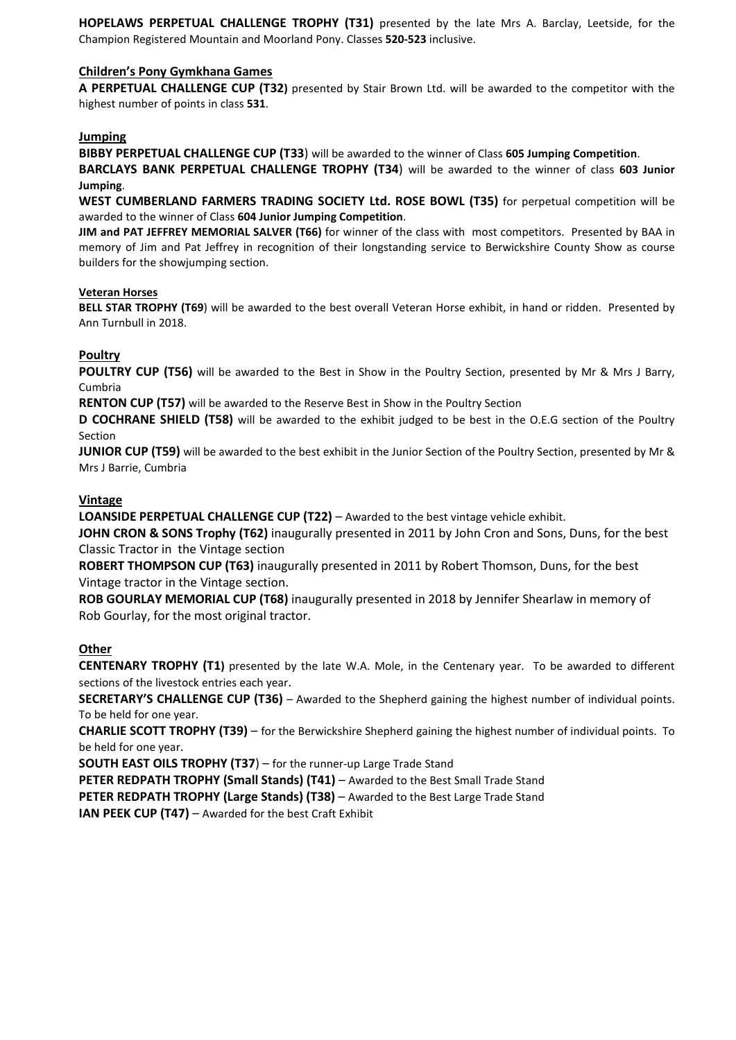**HOPELAWS PERPETUAL CHALLENGE TROPHY (T31)** presented by the late Mrs A. Barclay, Leetside, for the Champion Registered Mountain and Moorland Pony. Classes **520-523** inclusive.

### Children's Pony Gymkhana Games

**A PERPETUAL CHALLENGE CUP (T32)** presented by Stair Brown Ltd. will be awarded to the competitor with the highest number of points in class **531**.

### Jumping

**BIBBY PERPETUAL CHALLENGE CUP (T33**) will be awarded to the winner of Class **605 Jumping Competition**.

**BARCLAYS BANK PERPETUAL CHALLENGE TROPHY (T34**) will be awarded to the winner of class **603 Junior Jumping**.

**WEST CUMBERLAND FARMERS TRADING SOCIETY Ltd. ROSE BOWL (T35)** for perpetual competition will be awarded to the winner of Class **604 Junior Jumping Competition**.

**JIM and PAT JEFFREY MEMORIAL SALVER (T66)** for winner of the class with most competitors. Presented by BAA in memory of Jim and Pat Jeffrey in recognition of their longstanding service to Berwickshire County Show as course builders for the showjumping section.

### Veteran Horses

**BELL STAR TROPHY (T69**) will be awarded to the best overall Veteran Horse exhibit, in hand or ridden. Presented by Ann Turnbull in 2018.

### Poultry

**POULTRY CUP (T56)** will be awarded to the Best in Show in the Poultry Section, presented by Mr & Mrs J Barry, Cumbria

**RENTON CUP (T57)** will be awarded to the Reserve Best in Show in the Poultry Section

**D COCHRANE SHIELD (T58)** will be awarded to the exhibit judged to be best in the O.E.G section of the Poultry Section

**JUNIOR CUP (T59)** will be awarded to the best exhibit in the Junior Section of the Poultry Section, presented by Mr & Mrs J Barrie, Cumbria

### Vintage

**LOANSIDE PERPETUAL CHALLENGE CUP (T22)** – Awarded to the best vintage vehicle exhibit.

**JOHN CRON & SONS Trophy (T62)** inaugurally presented in 2011 by John Cron and Sons, Duns, for the best Classic Tractor in the Vintage section

**ROBERT THOMPSON CUP (T63)** inaugurally presented in 2011 by Robert Thomson, Duns, for the best Vintage tractor in the Vintage section.

**ROB GOURLAY MEMORIAL CUP (T68)** inaugurally presented in 2018 by Jennifer Shearlaw in memory of Rob Gourlay, for the most original tractor.

### Other

**CENTENARY TROPHY (T1)** presented by the late W.A. Mole, in the Centenary year. To be awarded to different sections of the livestock entries each year.

**SECRETARY'S CHALLENGE CUP (T36)** – Awarded to the Shepherd gaining the highest number of individual points. To be held for one year.

**CHARLIE SCOTT TROPHY (T39)** – for the Berwickshire Shepherd gaining the highest number of individual points. To be held for one year.

**SOUTH EAST OILS TROPHY (T37**) – for the runner-up Large Trade Stand

**PETER REDPATH TROPHY (Small Stands) (T41)** – Awarded to the Best Small Trade Stand

**PETER REDPATH TROPHY (Large Stands) (T38)** – Awarded to the Best Large Trade Stand

**IAN PEEK CUP (T47)** – Awarded for the best Craft Exhibit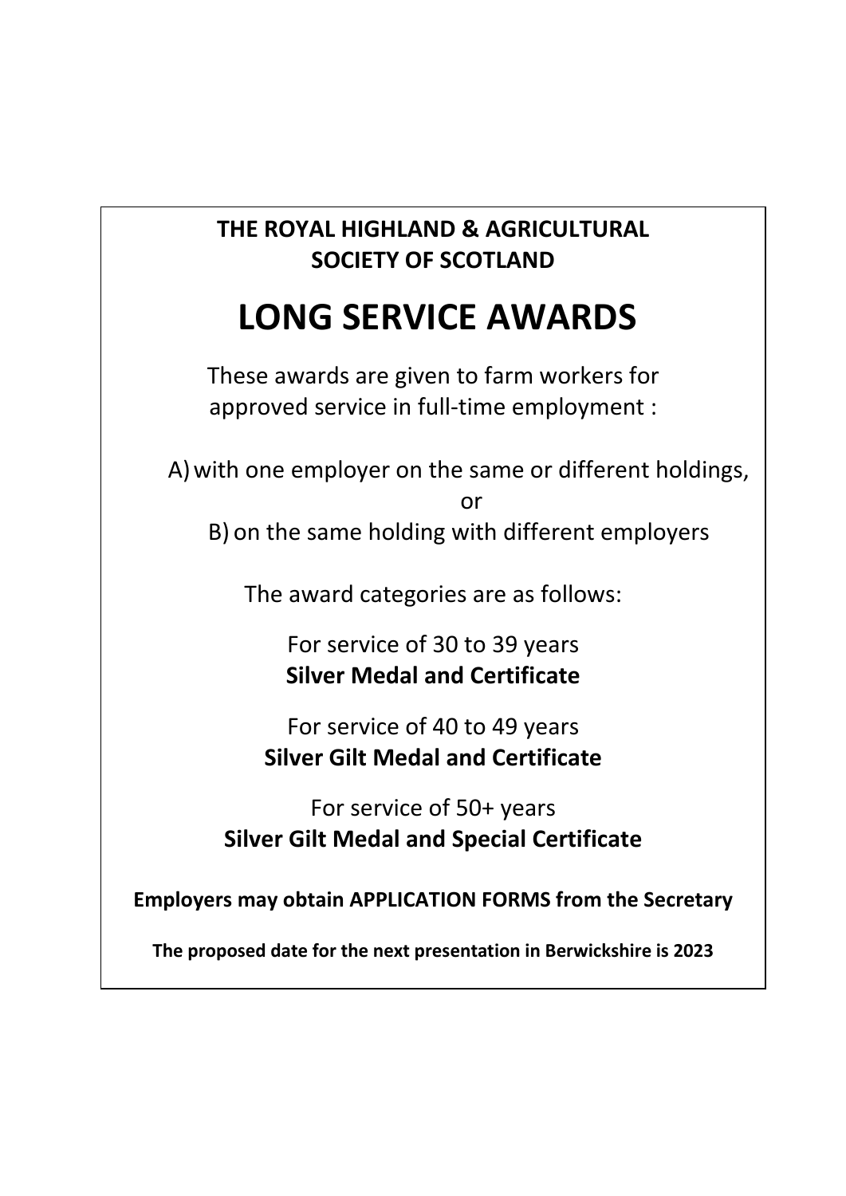**THE ROYAL HIGHLAND & AGRICULTURAL SOCIETY OF SCOTLAND**

# LONG SERVICE AWARDS

These awards are given to farm workers for approved service in full-time employment :

A) with one employer on the same or different holdings,

or

B) on the same holding with different employers

The award categories are as follows:

For service of 30 to 39 years
**Silver Medal and Certificate**

For service of 40 to 49 years
**Silver Gilt Medal and Certificate**

For service of 50+ years
**Silver Gilt Medal and Special Certificate**

**Employers may obtain APPLICATION FORMS from the Secretary**

**The proposed date for the next presentation in Berwickshire is 2023**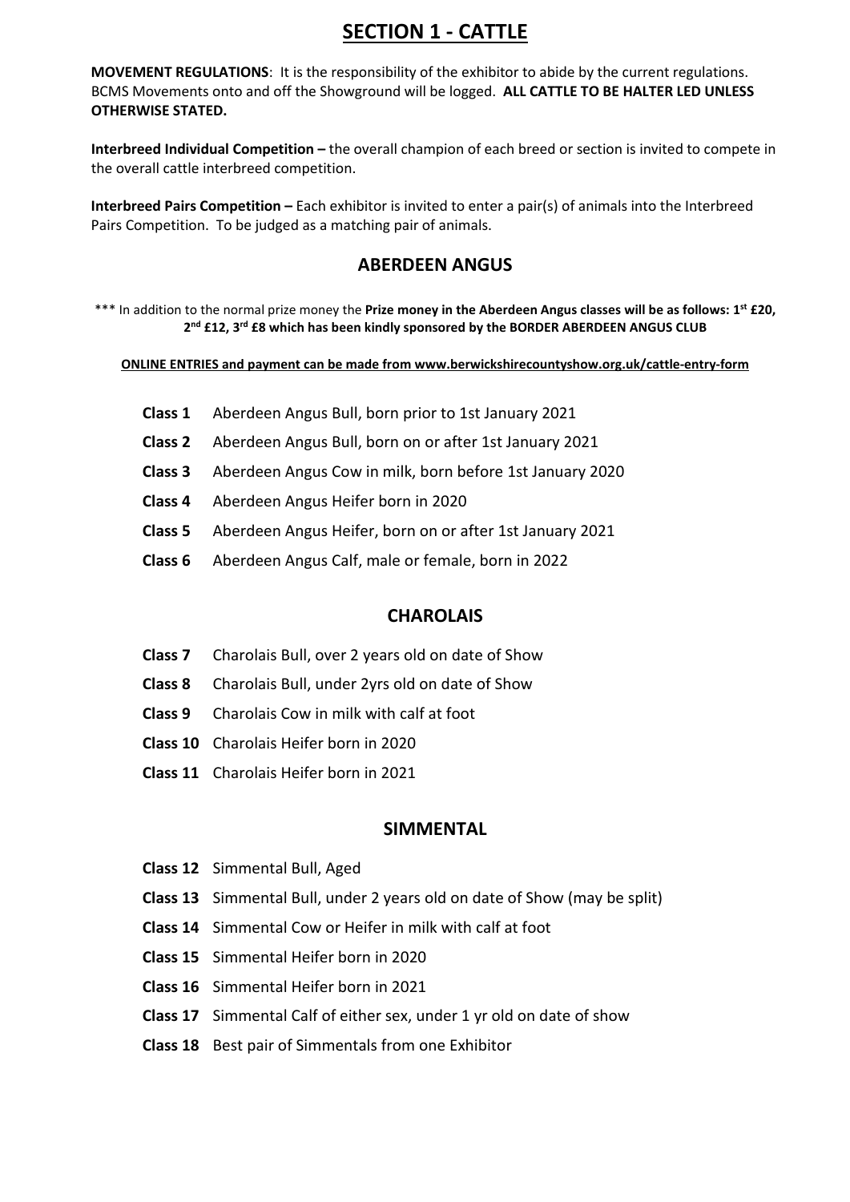# SECTION 1 - CATTLE

**MOVEMENT REGULATIONS**: It is the responsibility of the exhibitor to abide by the current regulations. BCMS Movements onto and off the Showground will be logged. **ALL CATTLE TO BE HALTER LED UNLESS OTHERWISE STATED.**

**Interbreed Individual Competition –** the overall champion of each breed or section is invited to compete in the overall cattle interbreed competition.

**Interbreed Pairs Competition –** Each exhibitor is invited to enter a pair(s) of animals into the Interbreed Pairs Competition. To be judged as a matching pair of animals.

## ABERDEEN ANGUS

*** In addition to the normal prize money the **Prize money in the Aberdeen Angus classes will be as follows: 1st £20, 2nd £12, 3rd £8 which has been kindly sponsored by the BORDER ABERDEEN ANGUS CLUB**

**ONLINE ENTRIES and payment can be made from www.berwickshirecountyshow.org.uk/cattle-entry-form**

**Class 1** Aberdeen Angus Bull, born prior to 1st January 2021

**Class 2** Aberdeen Angus Bull, born on or after 1st January 2021

**Class 3** Aberdeen Angus Cow in milk, born before 1st January 2020

**Class 4** Aberdeen Angus Heifer born in 2020

**Class 5** Aberdeen Angus Heifer, born on or after 1st January 2021

**Class 6** Aberdeen Angus Calf, male or female, born in 2022

## CHAROLAIS

**Class 7** Charolais Bull, over 2 years old on date of Show

**Class 8** Charolais Bull, under 2yrs old on date of Show

**Class 9** Charolais Cow in milk with calf at foot

**Class 10** Charolais Heifer born in 2020

**Class 11** Charolais Heifer born in 2021

## SIMMENTAL

**Class 12** Simmental Bull, Aged

**Class 13** Simmental Bull, under 2 years old on date of Show (may be split)

**Class 14** Simmental Cow or Heifer in milk with calf at foot

**Class 15** Simmental Heifer born in 2020

**Class 16** Simmental Heifer born in 2021

**Class 17** Simmental Calf of either sex, under 1 yr old on date of show

**Class 18** Best pair of Simmentals from one Exhibitor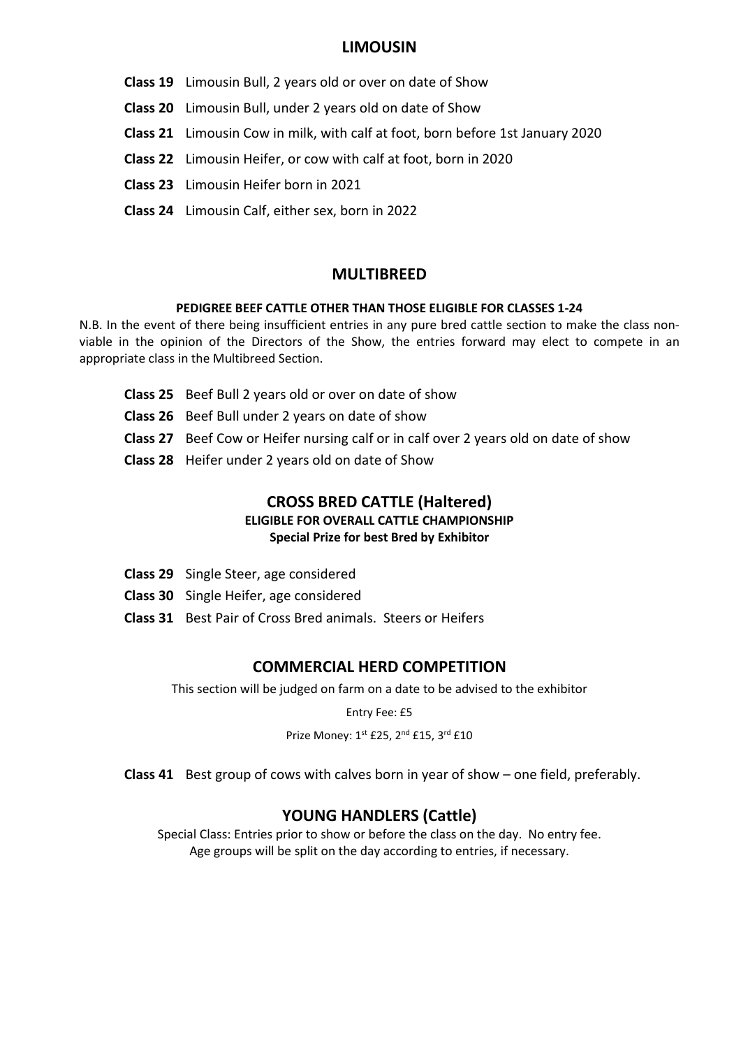## LIMOUSIN

**Class 19** Limousin Bull, 2 years old or over on date of Show

**Class 20** Limousin Bull, under 2 years old on date of Show

**Class 21** Limousin Cow in milk, with calf at foot, born before 1st January 2020

**Class 22** Limousin Heifer, or cow with calf at foot, born in 2020

**Class 23** Limousin Heifer born in 2021

**Class 24** Limousin Calf, either sex, born in 2022

## MULTIBREED

**PEDIGREE BEEF CATTLE OTHER THAN THOSE ELIGIBLE FOR CLASSES 1-24**

N.B. In the event of there being insufficient entries in any pure bred cattle section to make the class non-viable in the opinion of the Directors of the Show, the entries forward may elect to compete in an appropriate class in the Multibreed Section.

**Class 25** Beef Bull 2 years old or over on date of show

**Class 26** Beef Bull under 2 years on date of show

**Class 27** Beef Cow or Heifer nursing calf or in calf over 2 years old on date of show

**Class 28** Heifer under 2 years old on date of Show

## CROSS BRED CATTLE (Haltered)

**ELIGIBLE FOR OVERALL CATTLE CHAMPIONSHIP**

**Special Prize for best Bred by Exhibitor**

**Class 29** Single Steer, age considered

**Class 30** Single Heifer, age considered

**Class 31** Best Pair of Cross Bred animals. Steers or Heifers

## COMMERCIAL HERD COMPETITION

This section will be judged on farm on a date to be advised to the exhibitor

Entry Fee: £5

Prize Money: 1st £25, 2nd £15, 3rd £10

**Class 41** Best group of cows with calves born in year of show – one field, preferably.

## YOUNG HANDLERS (Cattle)

Special Class: Entries prior to show or before the class on the day. No entry fee.
Age groups will be split on the day according to entries, if necessary.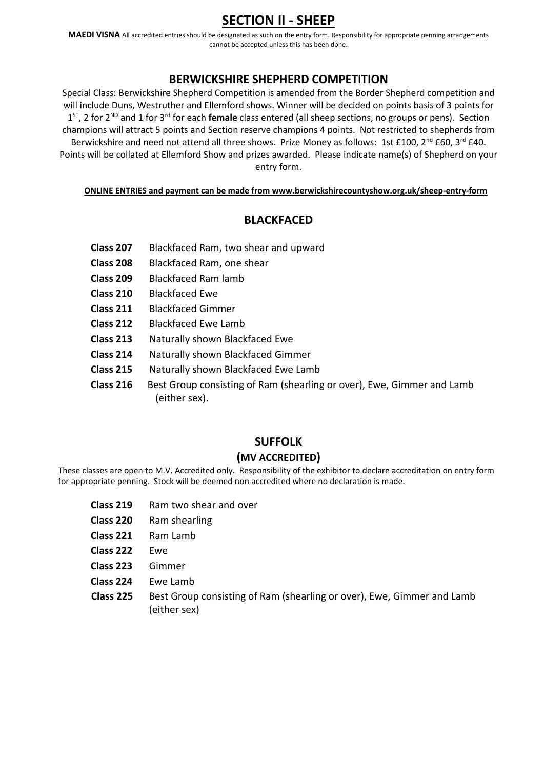# SECTION II - SHEEP

**MAEDI VISNA** All accredited entries should be designated as such on the entry form. Responsibility for appropriate penning arrangements cannot be accepted unless this has been done.

## BERWICKSHIRE SHEPHERD COMPETITION

Special Class: Berwickshire Shepherd Competition is amended from the Border Shepherd competition and will include Duns, Westruther and Ellemford shows. Winner will be decided on points basis of 3 points for 1ST, 2 for 2ND and 1 for 3rd for each **female** class entered (all sheep sections, no groups or pens). Section champions will attract 5 points and Section reserve champions 4 points. Not restricted to shepherds from Berwickshire and need not attend all three shows. Prize Money as follows: 1st £100, 2nd £60, 3rd £40. Points will be collated at Ellemford Show and prizes awarded. Please indicate name(s) of Shepherd on your entry form.

**ONLINE ENTRIES and payment can be made from www.berwickshirecountyshow.org.uk/sheep-entry-form**

## BLACKFACED

**Class 207** Blackfaced Ram, two shear and upward

**Class 208** Blackfaced Ram, one shear

**Class 209** Blackfaced Ram lamb

**Class 210** Blackfaced Ewe

**Class 211** Blackfaced Gimmer

**Class 212** Blackfaced Ewe Lamb

**Class 213** Naturally shown Blackfaced Ewe

**Class 214** Naturally shown Blackfaced Gimmer

**Class 215** Naturally shown Blackfaced Ewe Lamb

**Class 216** Best Group consisting of Ram (shearling or over), Ewe, Gimmer and Lamb (either sex).

## SUFFOLK

### (MV ACCREDITED)

These classes are open to M.V. Accredited only. Responsibility of the exhibitor to declare accreditation on entry form for appropriate penning. Stock will be deemed non accredited where no declaration is made.

**Class 219** Ram two shear and over

**Class 220** Ram shearling

**Class 221** Ram Lamb

**Class 222** Ewe

**Class 223** Gimmer

**Class 224** Ewe Lamb

**Class 225** Best Group consisting of Ram (shearling or over), Ewe, Gimmer and Lamb (either sex)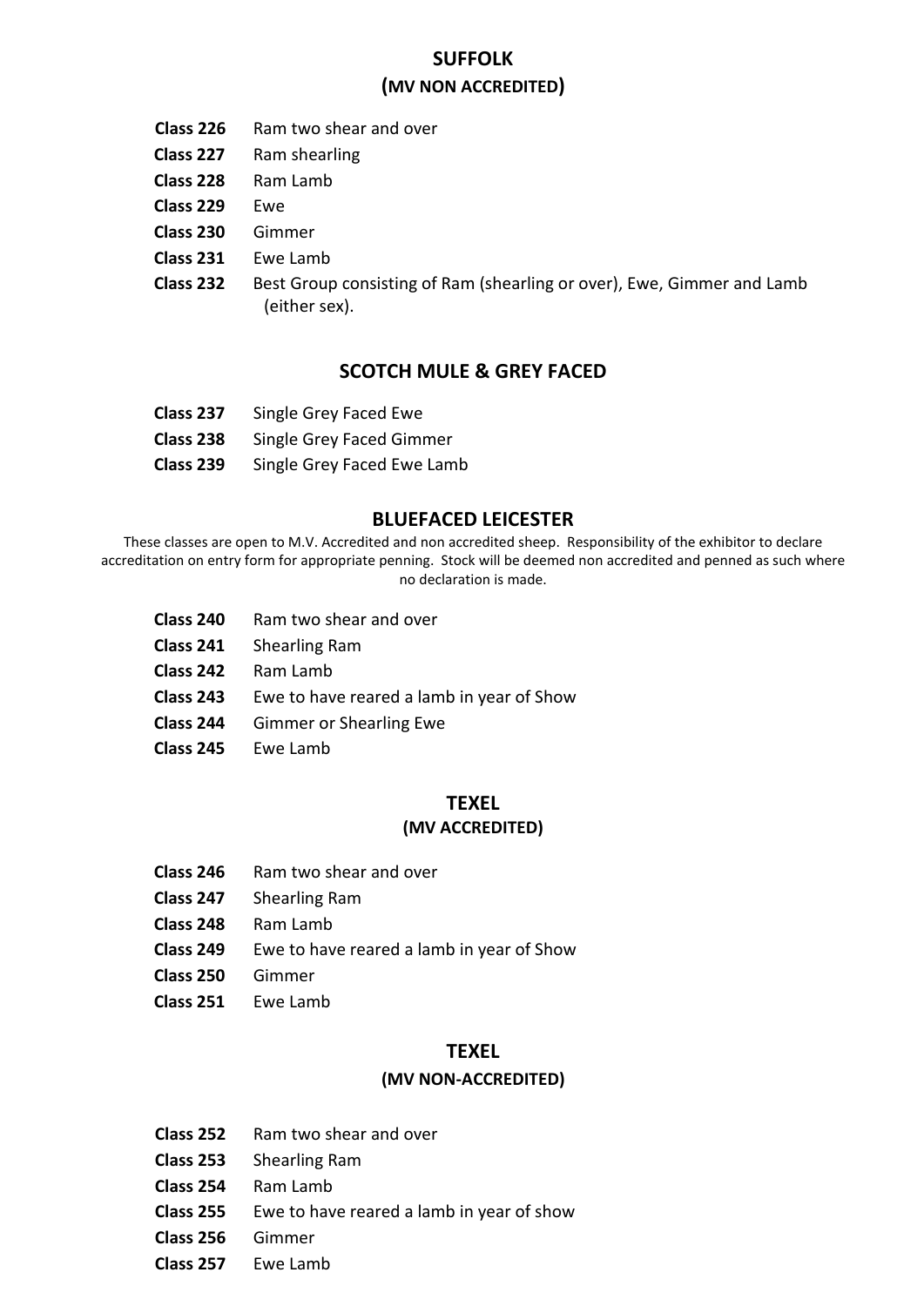## SUFFOLK

### (MV NON ACCREDITED)

**Class 226** Ram two shear and over

**Class 227** Ram shearling

**Class 228** Ram Lamb

**Class 229** Ewe

**Class 230** Gimmer

**Class 231** Ewe Lamb

**Class 232** Best Group consisting of Ram (shearling or over), Ewe, Gimmer and Lamb (either sex).

## SCOTCH MULE & GREY FACED

**Class 237** Single Grey Faced Ewe

**Class 238** Single Grey Faced Gimmer

**Class 239** Single Grey Faced Ewe Lamb

## BLUEFACED LEICESTER

These classes are open to M.V. Accredited and non accredited sheep. Responsibility of the exhibitor to declare accreditation on entry form for appropriate penning. Stock will be deemed non accredited and penned as such where no declaration is made.

**Class 240** Ram two shear and over

**Class 241** Shearling Ram

**Class 242** Ram Lamb

**Class 243** Ewe to have reared a lamb in year of Show

**Class 244** Gimmer or Shearling Ewe

**Class 245** Ewe Lamb

## TEXEL

### (MV ACCREDITED)

**Class 246** Ram two shear and over

**Class 247** Shearling Ram

**Class 248** Ram Lamb

**Class 249** Ewe to have reared a lamb in year of Show

**Class 250** Gimmer

**Class 251** Ewe Lamb

## TEXEL

### (MV NON-ACCREDITED)

**Class 252** Ram two shear and over

**Class 253** Shearling Ram

**Class 254** Ram Lamb

**Class 255** Ewe to have reared a lamb in year of show

**Class 256** Gimmer

**Class 257** Ewe Lamb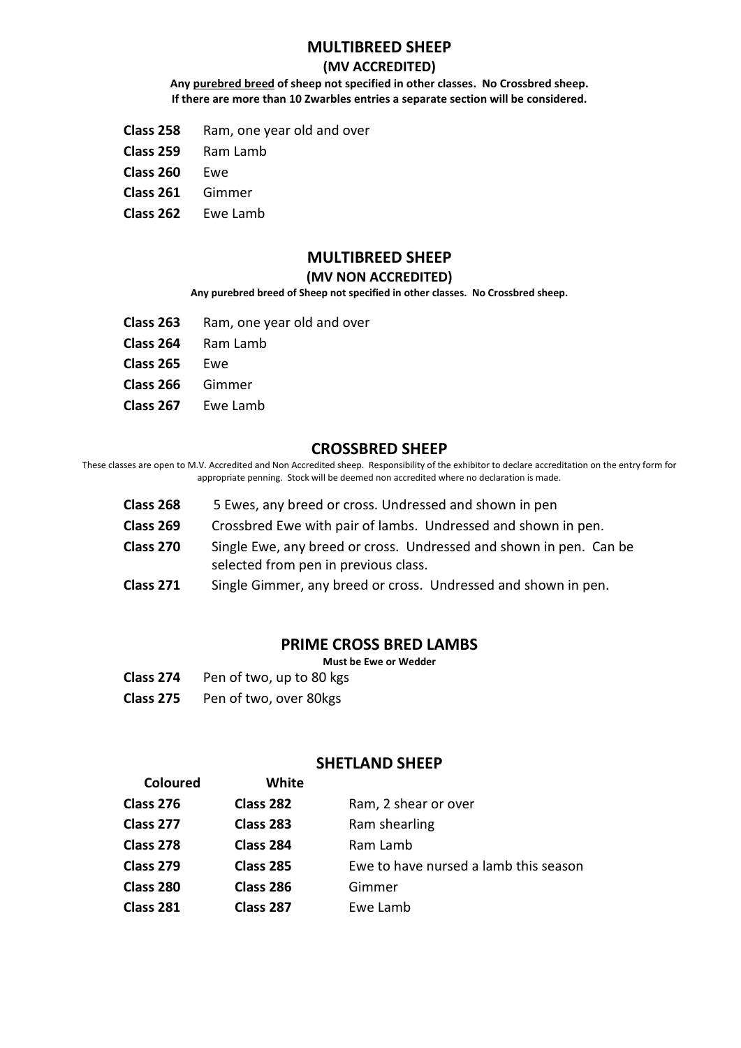## MULTIBREED SHEEP

### (MV ACCREDITED)

**Any <u>purebred breed</u> of sheep not specified in other classes. No Crossbred sheep. If there are more than 10 Zwarbles entries a separate section will be considered.**

**Class 258** Ram, one year old and over

**Class 259** Ram Lamb

**Class 260** Ewe

**Class 261** Gimmer

**Class 262** Ewe Lamb

## MULTIBREED SHEEP

### (MV NON ACCREDITED)

**Any purebred breed of Sheep not specified in other classes. No Crossbred sheep.**

**Class 263** Ram, one year old and over

**Class 264** Ram Lamb

**Class 265** Ewe

**Class 266** Gimmer

**Class 267** Ewe Lamb

## CROSSBRED SHEEP

These classes are open to M.V. Accredited and Non Accredited sheep. Responsibility of the exhibitor to declare accreditation on the entry form for appropriate penning. Stock will be deemed non accredited where no declaration is made.

**Class 268** 5 Ewes, any breed or cross. Undressed and shown in pen

**Class 269** Crossbred Ewe with pair of lambs. Undressed and shown in pen.

**Class 270** Single Ewe, any breed or cross. Undressed and shown in pen. Can be selected from pen in previous class.

**Class 271** Single Gimmer, any breed or cross. Undressed and shown in pen.

## PRIME CROSS BRED LAMBS

**Must be Ewe or Wedder**

**Class 274** Pen of two, up to 80 kgs

**Class 275** Pen of two, over 80kgs

## SHETLAND SHEEP

| Coloured | White | |
|---|---|---|
| **Class 276** | **Class 282** | Ram, 2 shear or over |
| **Class 277** | **Class 283** | Ram shearling |
| **Class 278** | **Class 284** | Ram Lamb |
| **Class 279** | **Class 285** | Ewe to have nursed a lamb this season |
| **Class 280** | **Class 286** | Gimmer |
| **Class 281** | **Class 287** | Ewe Lamb |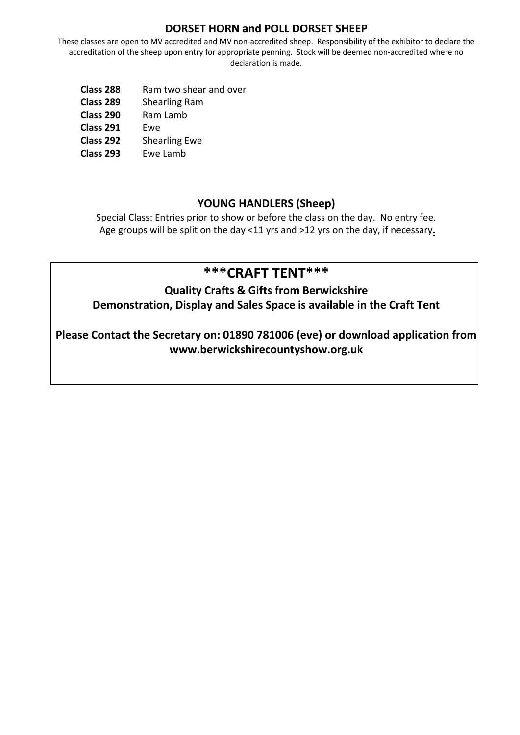## DORSET HORN and POLL DORSET SHEEP

These classes are open to MV accredited and MV non-accredited sheep. Responsibility of the exhibitor to declare the accreditation of the sheep upon entry for appropriate penning. Stock will be deemed non-accredited where no declaration is made.

**Class 288** Ram two shear and over
**Class 289** Shearling Ram
**Class 290** Ram Lamb
**Class 291** Ewe
**Class 292** Shearling Ewe
**Class 293** Ewe Lamb

## YOUNG HANDLERS (Sheep)

Special Class: Entries prior to show or before the class on the day. No entry fee.
Age groups will be split on the day <11 yrs and >12 yrs on the day, if necessary.

## ***CRAFT TENT***

**Quality Crafts & Gifts from Berwickshire**
**Demonstration, Display and Sales Space is available in the Craft Tent**

**Please Contact the Secretary on: 01890 781006 (eve) or download application from www.berwickshirecountyshow.org.uk**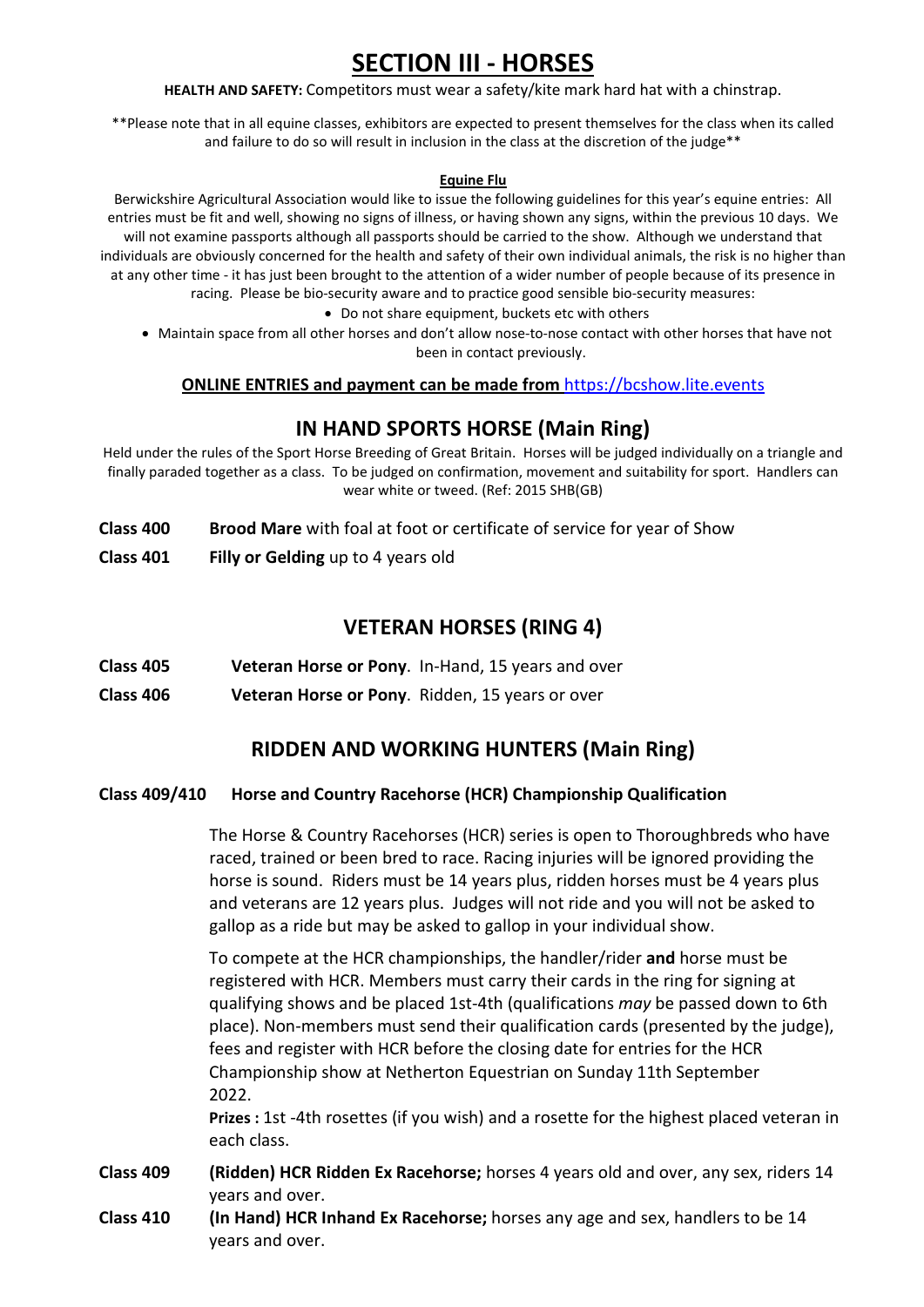# SECTION III - HORSES

**HEALTH AND SAFETY:** Competitors must wear a safety/kite mark hard hat with a chinstrap.

**Please note that in all equine classes, exhibitors are expected to present themselves for the class when its called and failure to do so will result in inclusion in the class at the discretion of the judge**

**Equine Flu**

Berwickshire Agricultural Association would like to issue the following guidelines for this year's equine entries: All entries must be fit and well, showing no signs of illness, or having shown any signs, within the previous 10 days. We will not examine passports although all passports should be carried to the show. Although we understand that individuals are obviously concerned for the health and safety of their own individual animals, the risk is no higher than at any other time - it has just been brought to the attention of a wider number of people because of its presence in racing. Please be bio-security aware and to practice good sensible bio-security measures:

- Do not share equipment, buckets etc with others
- Maintain space from all other horses and don't allow nose-to-nose contact with other horses that have not been in contact previously.

**ONLINE ENTRIES and payment can be made from** https://bcshow.lite.events

## IN HAND SPORTS HORSE (Main Ring)

Held under the rules of the Sport Horse Breeding of Great Britain. Horses will be judged individually on a triangle and finally paraded together as a class. To be judged on confirmation, movement and suitability for sport. Handlers can wear white or tweed. (Ref: 2015 SHB(GB)

**Class 400** **Brood Mare** with foal at foot or certificate of service for year of Show

**Class 401** **Filly or Gelding** up to 4 years old

## VETERAN HORSES (RING 4)

**Class 405** **Veteran Horse or Pony**. In-Hand, 15 years and over

**Class 406** **Veteran Horse or Pony**. Ridden, 15 years or over

## RIDDEN AND WORKING HUNTERS (Main Ring)

**Class 409/410** **Horse and Country Racehorse (HCR) Championship Qualification**

The Horse & Country Racehorses (HCR) series is open to Thoroughbreds who have raced, trained or been bred to race. Racing injuries will be ignored providing the horse is sound. Riders must be 14 years plus, ridden horses must be 4 years plus and veterans are 12 years plus. Judges will not ride and you will not be asked to gallop as a ride but may be asked to gallop in your individual show.

To compete at the HCR championships, the handler/rider **and** horse must be registered with HCR. Members must carry their cards in the ring for signing at qualifying shows and be placed 1st-4th (qualifications *may* be passed down to 6th place). Non-members must send their qualification cards (presented by the judge), fees and register with HCR before the closing date for entries for the HCR Championship show at Netherton Equestrian on Sunday 11th September 2022.

**Prizes :** 1st -4th rosettes (if you wish) and a rosette for the highest placed veteran in each class.

**Class 409** **(Ridden) HCR Ridden Ex Racehorse;** horses 4 years old and over, any sex, riders 14 years and over.

**Class 410** **(In Hand) HCR Inhand Ex Racehorse;** horses any age and sex, handlers to be 14 years and over.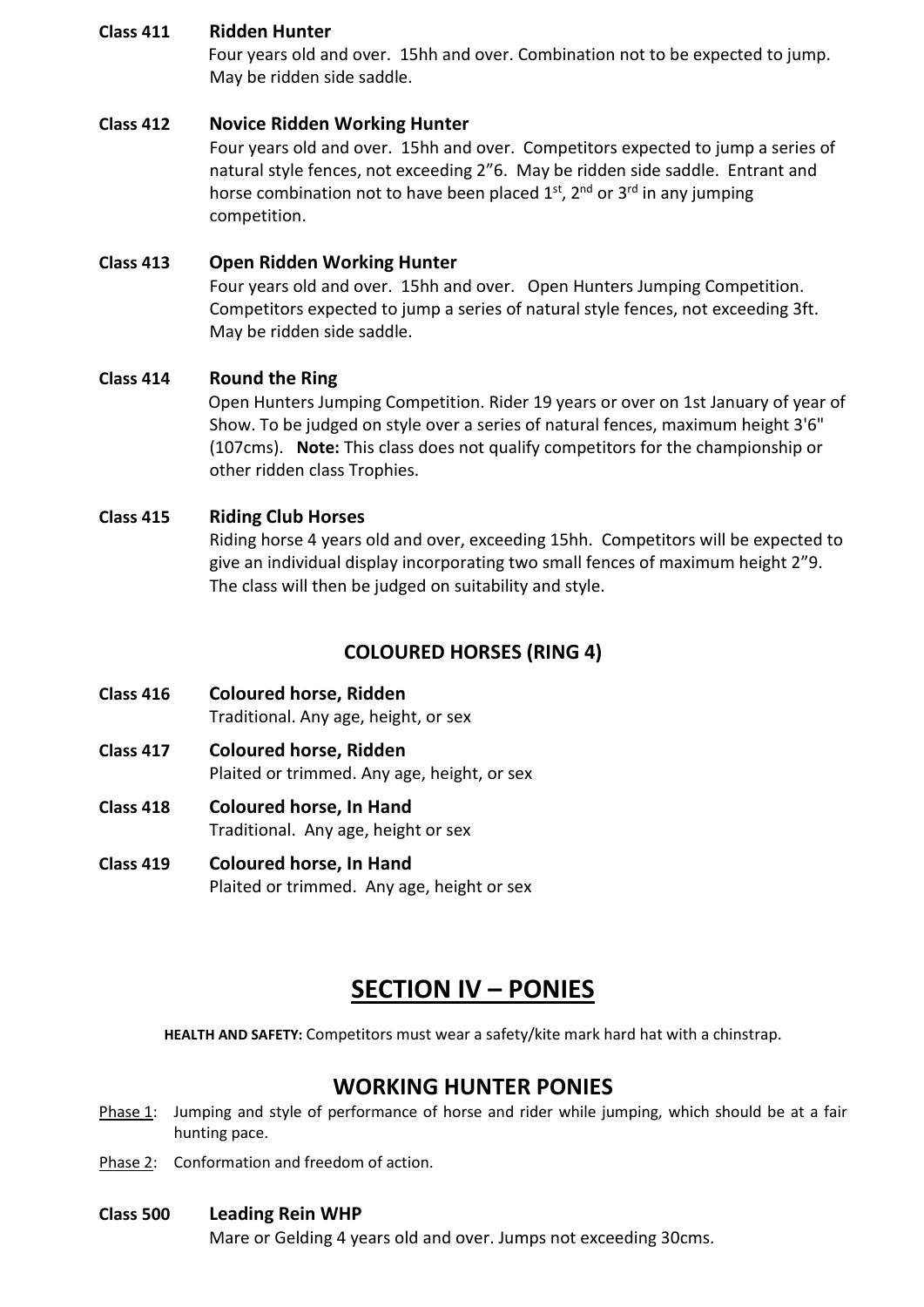**Class 411 Ridden Hunter**
Four years old and over. 15hh and over. Combination not to be expected to jump. May be ridden side saddle.

**Class 412 Novice Ridden Working Hunter**
Four years old and over. 15hh and over. Competitors expected to jump a series of natural style fences, not exceeding 2"6. May be ridden side saddle. Entrant and horse combination not to have been placed 1st, 2nd or 3rd in any jumping competition.

**Class 413 Open Ridden Working Hunter**
Four years old and over. 15hh and over. Open Hunters Jumping Competition. Competitors expected to jump a series of natural style fences, not exceeding 3ft. May be ridden side saddle.

**Class 414 Round the Ring**
Open Hunters Jumping Competition. Rider 19 years or over on 1st January of year of Show. To be judged on style over a series of natural fences, maximum height 3'6" (107cms). **Note:** This class does not qualify competitors for the championship or other ridden class Trophies.

**Class 415 Riding Club Horses**
Riding horse 4 years old and over, exceeding 15hh. Competitors will be expected to give an individual display incorporating two small fences of maximum height 2"9. The class will then be judged on suitability and style.

### COLOURED HORSES (RING 4)

**Class 416 Coloured horse, Ridden**
Traditional. Any age, height, or sex

**Class 417 Coloured horse, Ridden**
Plaited or trimmed. Any age, height, or sex

**Class 418 Coloured horse, In Hand**
Traditional. Any age, height or sex

**Class 419 Coloured horse, In Hand**
Plaited or trimmed. Any age, height or sex

# SECTION IV – PONIES

**HEALTH AND SAFETY:** Competitors must wear a safety/kite mark hard hat with a chinstrap.

## WORKING HUNTER PONIES

Phase 1: Jumping and style of performance of horse and rider while jumping, which should be at a fair hunting pace.

Phase 2: Conformation and freedom of action.

**Class 500 Leading Rein WHP**
Mare or Gelding 4 years old and over. Jumps not exceeding 30cms.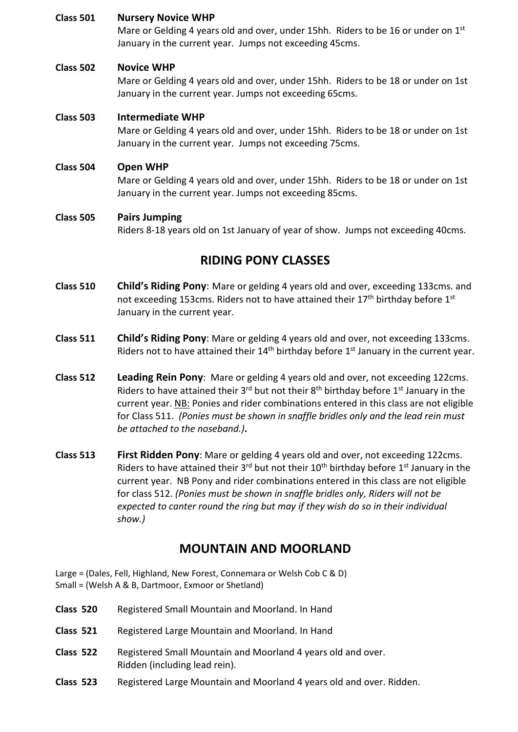**Class 501** **Nursery Novice WHP**
Mare or Gelding 4 years old and over, under 15hh. Riders to be 16 or under on 1st January in the current year. Jumps not exceeding 45cms.

**Class 502** **Novice WHP**
Mare or Gelding 4 years old and over, under 15hh. Riders to be 18 or under on 1st January in the current year. Jumps not exceeding 65cms.

**Class 503** **Intermediate WHP**
Mare or Gelding 4 years old and over, under 15hh. Riders to be 18 or under on 1st January in the current year. Jumps not exceeding 75cms.

**Class 504** **Open WHP**
Mare or Gelding 4 years old and over, under 15hh. Riders to be 18 or under on 1st January in the current year. Jumps not exceeding 85cms.

**Class 505** **Pairs Jumping**
Riders 8-18 years old on 1st January of year of show. Jumps not exceeding 40cms.

## RIDING PONY CLASSES

**Class 510** **Child's Riding Pony**: Mare or gelding 4 years old and over, exceeding 133cms. and not exceeding 153cms. Riders not to have attained their 17th birthday before 1st January in the current year.

**Class 511** **Child's Riding Pony**: Mare or gelding 4 years old and over, not exceeding 133cms. Riders not to have attained their 14th birthday before 1st January in the current year.

**Class 512** **Leading Rein Pony**: Mare or gelding 4 years old and over, not exceeding 122cms. Riders to have attained their 3rd but not their 8th birthday before 1st January in the current year. NB: Ponies and rider combinations entered in this class are not eligible for Class 511. *(Ponies must be shown in snaffle bridles only and the lead rein must be attached to the noseband.)***.**

**Class 513** **First Ridden Pony**: Mare or gelding 4 years old and over, not exceeding 122cms. Riders to have attained their 3rd but not their 10th birthday before 1st January in the current year. NB Pony and rider combinations entered in this class are not eligible for class 512. *(Ponies must be shown in snaffle bridles only, Riders will not be expected to canter round the ring but may if they wish do so in their individual show.)*

## MOUNTAIN AND MOORLAND

Large = (Dales, Fell, Highland, New Forest, Connemara or Welsh Cob C & D)
Small = (Welsh A & B, Dartmoor, Exmoor or Shetland)

**Class 520** Registered Small Mountain and Moorland. In Hand

**Class 521** Registered Large Mountain and Moorland. In Hand

**Class 522** Registered Small Mountain and Moorland 4 years old and over. Ridden (including lead rein).

**Class 523** Registered Large Mountain and Moorland 4 years old and over. Ridden.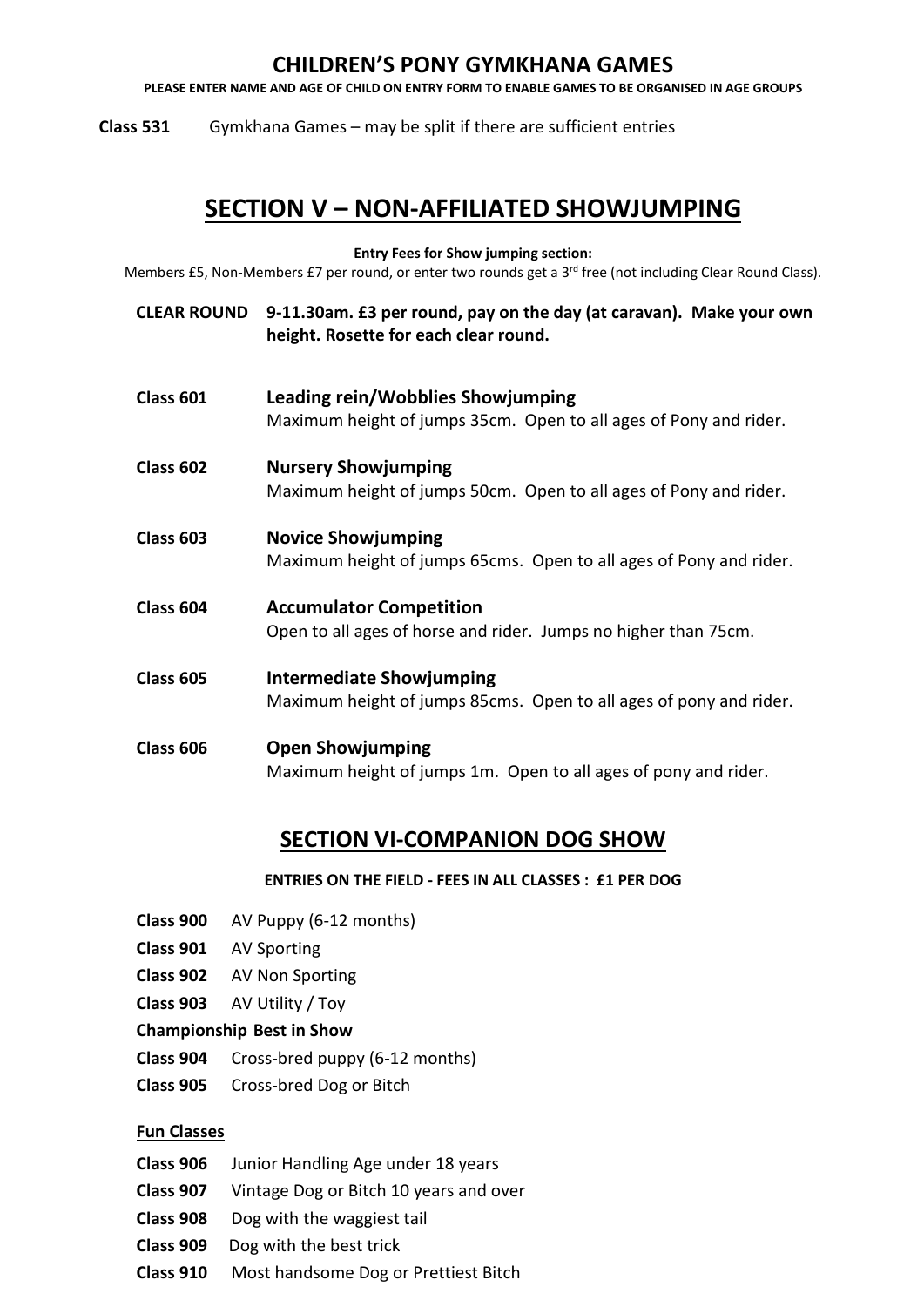## CHILDREN'S PONY GYMKHANA GAMES

**PLEASE ENTER NAME AND AGE OF CHILD ON ENTRY FORM TO ENABLE GAMES TO BE ORGANISED IN AGE GROUPS**

**Class 531** Gymkhana Games – may be split if there are sufficient entries

# SECTION V – NON-AFFILIATED SHOWJUMPING

**Entry Fees for Show jumping section:**

Members £5, Non-Members £7 per round, or enter two rounds get a 3rd free (not including Clear Round Class).

**CLEAR ROUND** **9-11.30am. £3 per round, pay on the day (at caravan). Make your own height. Rosette for each clear round.**

**Class 601** **Leading rein/Wobblies Showjumping**
Maximum height of jumps 35cm. Open to all ages of Pony and rider.

**Class 602** **Nursery Showjumping**
Maximum height of jumps 50cm. Open to all ages of Pony and rider.

**Class 603** **Novice Showjumping**
Maximum height of jumps 65cms. Open to all ages of Pony and rider.

**Class 604** **Accumulator Competition**
Open to all ages of horse and rider. Jumps no higher than 75cm.

**Class 605** **Intermediate Showjumping**
Maximum height of jumps 85cms. Open to all ages of pony and rider.

**Class 606** **Open Showjumping**
Maximum height of jumps 1m. Open to all ages of pony and rider.

## SECTION VI-COMPANION DOG SHOW

**ENTRIES ON THE FIELD - FEES IN ALL CLASSES : £1 PER DOG**

**Class 900** AV Puppy (6-12 months)
**Class 901** AV Sporting
**Class 902** AV Non Sporting
**Class 903** AV Utility / Toy
**Championship Best in Show**
**Class 904** Cross-bred puppy (6-12 months)
**Class 905** Cross-bred Dog or Bitch

**Fun Classes**

**Class 906** Junior Handling Age under 18 years
**Class 907** Vintage Dog or Bitch 10 years and over
**Class 908** Dog with the waggiest tail
**Class 909** Dog with the best trick
**Class 910** Most handsome Dog or Prettiest Bitch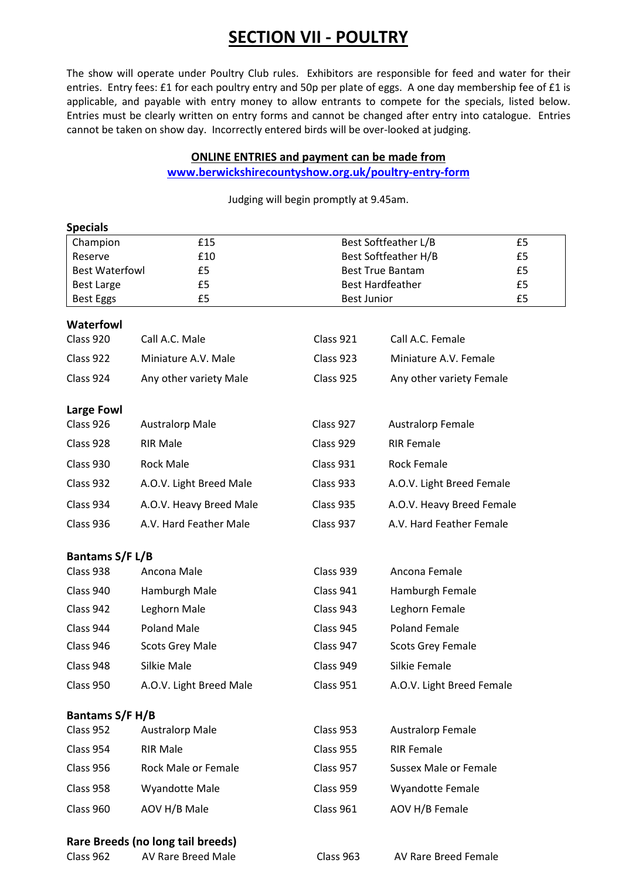# SECTION VII - POULTRY

The show will operate under Poultry Club rules. Exhibitors are responsible for feed and water for their entries. Entry fees: £1 for each poultry entry and 50p per plate of eggs. A one day membership fee of £1 is applicable, and payable with entry money to allow entrants to compete for the specials, listed below. Entries must be clearly written on entry forms and cannot be changed after entry into catalogue. Entries cannot be taken on show day. Incorrectly entered birds will be over-looked at judging.

**ONLINE ENTRIES and payment can be made from**
**www.berwickshirecountyshow.org.uk/poultry-entry-form**

Judging will begin promptly at 9.45am.

### Specials

| | | | |
|---|---|---|---|
| Champion | £15 | Best Softfeather L/B | £5 |
| Reserve | £10 | Best Softfeather H/B | £5 |
| Best Waterfowl | £5 | Best True Bantam | £5 |
| Best Large | £5 | Best Hardfeather | £5 |
| Best Eggs | £5 | Best Junior | £5 |

### Waterfowl

| | | | |
|---|---|---|---|
| Class 920 | Call A.C. Male | Class 921 | Call A.C. Female |
| Class 922 | Miniature A.V. Male | Class 923 | Miniature A.V. Female |
| Class 924 | Any other variety Male | Class 925 | Any other variety Female |

### Large Fowl

| | | | |
|---|---|---|---|
| Class 926 | Australorp Male | Class 927 | Australorp Female |
| Class 928 | RIR Male | Class 929 | RIR Female |
| Class 930 | Rock Male | Class 931 | Rock Female |
| Class 932 | A.O.V. Light Breed Male | Class 933 | A.O.V. Light Breed Female |
| Class 934 | A.O.V. Heavy Breed Male | Class 935 | A.O.V. Heavy Breed Female |
| Class 936 | A.V. Hard Feather Male | Class 937 | A.V. Hard Feather Female |

### Bantams S/F L/B

| | | | |
|---|---|---|---|
| Class 938 | Ancona Male | Class 939 | Ancona Female |
| Class 940 | Hamburgh Male | Class 941 | Hamburgh Female |
| Class 942 | Leghorn Male | Class 943 | Leghorn Female |
| Class 944 | Poland Male | Class 945 | Poland Female |
| Class 946 | Scots Grey Male | Class 947 | Scots Grey Female |
| Class 948 | Silkie Male | Class 949 | Silkie Female |
| Class 950 | A.O.V. Light Breed Male | Class 951 | A.O.V. Light Breed Female |

### Bantams S/F H/B

| | | | |
|---|---|---|---|
| Class 952 | Australorp Male | Class 953 | Australorp Female |
| Class 954 | RIR Male | Class 955 | RIR Female |
| Class 956 | Rock Male or Female | Class 957 | Sussex Male or Female |
| Class 958 | Wyandotte Male | Class 959 | Wyandotte Female |
| Class 960 | AOV H/B Male | Class 961 | AOV H/B Female |

### Rare Breeds (no long tail breeds)

| | | | |
|---|---|---|---|
| Class 962 | AV Rare Breed Male | Class 963 | AV Rare Breed Female |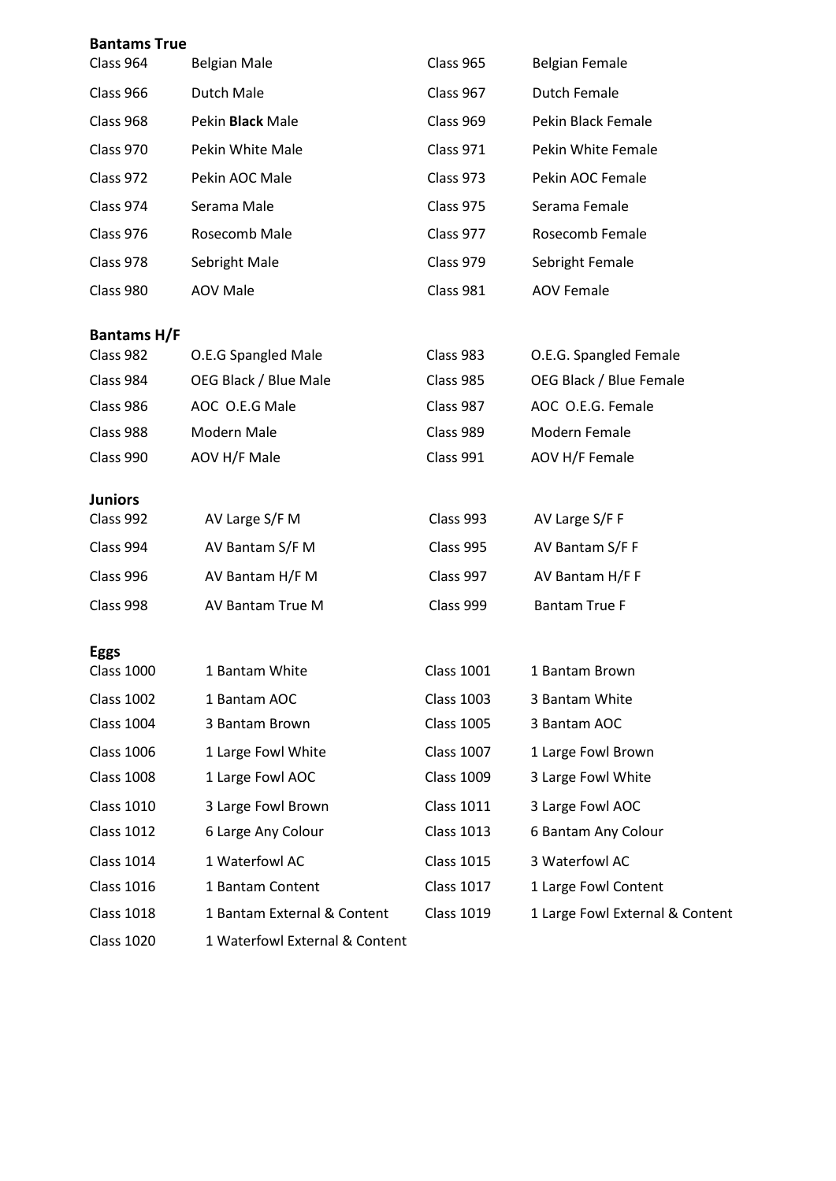**Bantams True**

| | | | |
|---|---|---|---|
| Class 964 | Belgian Male | Class 965 | Belgian Female |
| Class 966 | Dutch Male | Class 967 | Dutch Female |
| Class 968 | Pekin **Black** Male | Class 969 | Pekin Black Female |
| Class 970 | Pekin White Male | Class 971 | Pekin White Female |
| Class 972 | Pekin AOC Male | Class 973 | Pekin AOC Female |
| Class 974 | Serama Male | Class 975 | Serama Female |
| Class 976 | Rosecomb Male | Class 977 | Rosecomb Female |
| Class 978 | Sebright Male | Class 979 | Sebright Female |
| Class 980 | AOV Male | Class 981 | AOV Female |

**Bantams H/F**

| | | | |
|---|---|---|---|
| Class 982 | O.E.G Spangled Male | Class 983 | O.E.G. Spangled Female |
| Class 984 | OEG Black / Blue Male | Class 985 | OEG Black / Blue Female |
| Class 986 | AOC O.E.G Male | Class 987 | AOC O.E.G. Female |
| Class 988 | Modern Male | Class 989 | Modern Female |
| Class 990 | AOV H/F Male | Class 991 | AOV H/F Female |

**Juniors**

| | | | |
|---|---|---|---|
| Class 992 | AV Large S/F M | Class 993 | AV Large S/F F |
| Class 994 | AV Bantam S/F M | Class 995 | AV Bantam S/F F |
| Class 996 | AV Bantam H/F M | Class 997 | AV Bantam H/F F |
| Class 998 | AV Bantam True M | Class 999 | Bantam True F |

**Eggs**

| | | | |
|---|---|---|---|
| Class 1000 | 1 Bantam White | Class 1001 | 1 Bantam Brown |
| Class 1002 | 1 Bantam AOC | Class 1003 | 3 Bantam White |
| Class 1004 | 3 Bantam Brown | Class 1005 | 3 Bantam AOC |
| Class 1006 | 1 Large Fowl White | Class 1007 | 1 Large Fowl Brown |
| Class 1008 | 1 Large Fowl AOC | Class 1009 | 3 Large Fowl White |
| Class 1010 | 3 Large Fowl Brown | Class 1011 | 3 Large Fowl AOC |
| Class 1012 | 6 Large Any Colour | Class 1013 | 6 Bantam Any Colour |
| Class 1014 | 1 Waterfowl AC | Class 1015 | 3 Waterfowl AC |
| Class 1016 | 1 Bantam Content | Class 1017 | 1 Large Fowl Content |
| Class 1018 | 1 Bantam External & Content | Class 1019 | 1 Large Fowl External & Content |
| Class 1020 | 1 Waterfowl External & Content | | |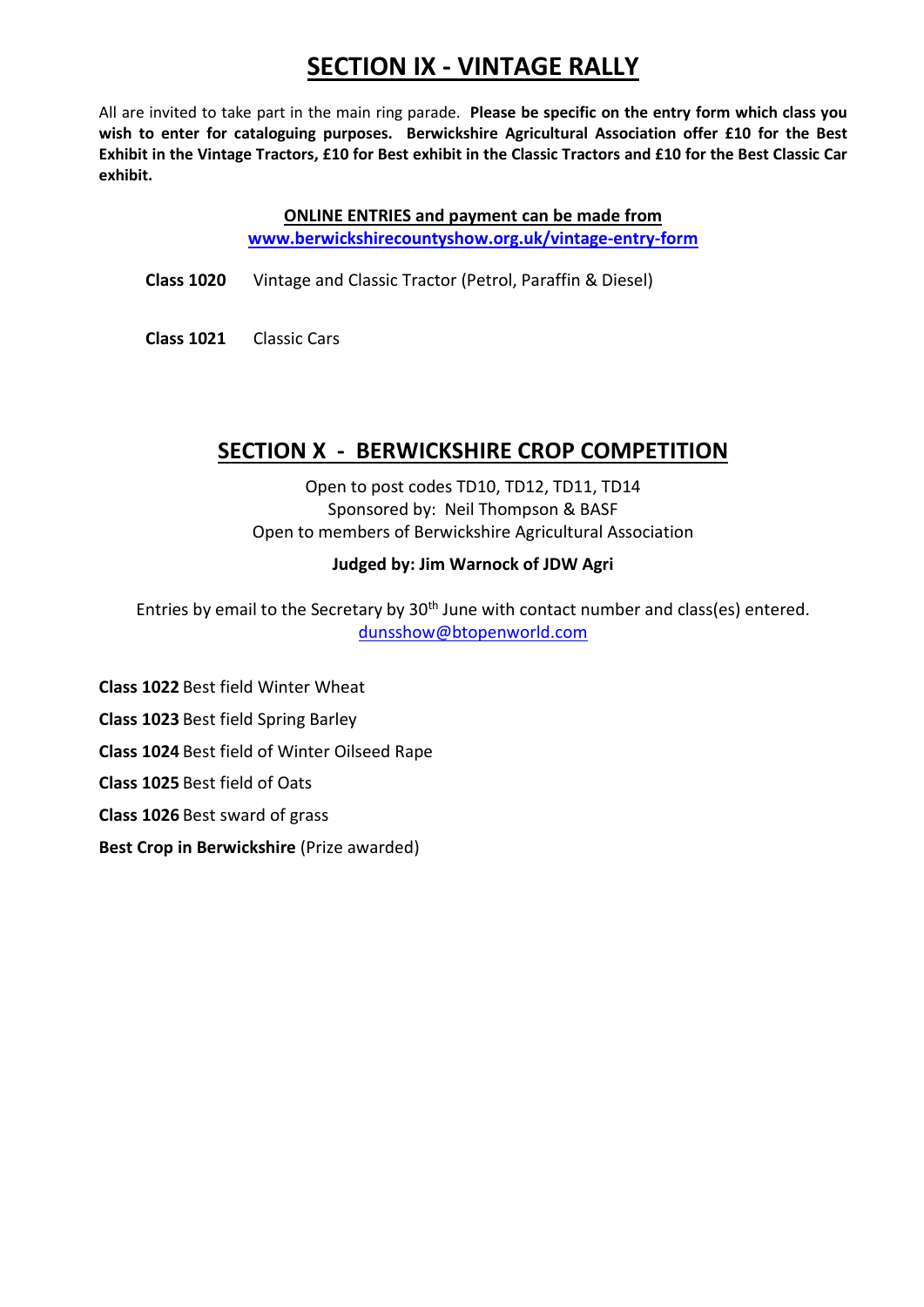# SECTION IX - VINTAGE RALLY

All are invited to take part in the main ring parade. **Please be specific on the entry form which class you wish to enter for cataloguing purposes. Berwickshire Agricultural Association offer £10 for the Best Exhibit in the Vintage Tractors, £10 for Best exhibit in the Classic Tractors and £10 for the Best Classic Car exhibit.**

**ONLINE ENTRIES and payment can be made from**
**www.berwickshirecountyshow.org.uk/vintage-entry-form**

**Class 1020** Vintage and Classic Tractor (Petrol, Paraffin & Diesel)

**Class 1021** Classic Cars

# SECTION X - BERWICKSHIRE CROP COMPETITION

Open to post codes TD10, TD12, TD11, TD14
Sponsored by: Neil Thompson & BASF
Open to members of Berwickshire Agricultural Association

**Judged by: Jim Warnock of JDW Agri**

Entries by email to the Secretary by 30th June with contact number and class(es) entered.
dunsshow@btopenworld.com

**Class 1022** Best field Winter Wheat

**Class 1023** Best field Spring Barley

**Class 1024** Best field of Winter Oilseed Rape

**Class 1025** Best field of Oats

**Class 1026** Best sward of grass

**Best Crop in Berwickshire** (Prize awarded)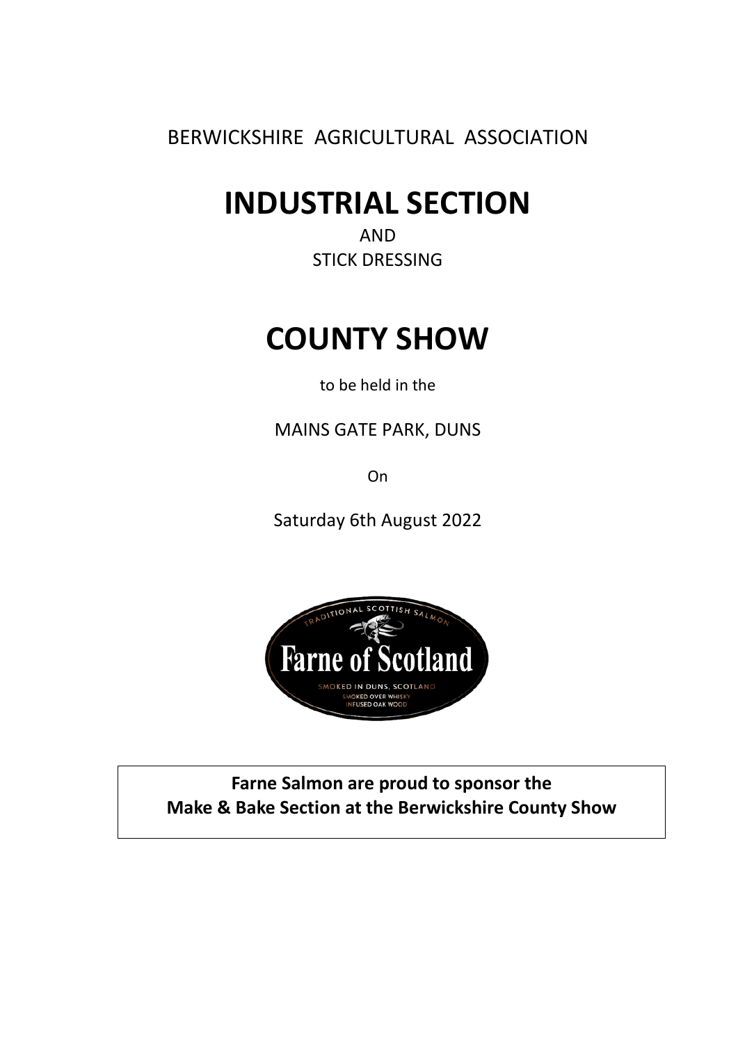BERWICKSHIRE AGRICULTURAL ASSOCIATION

# INDUSTRIAL SECTION

AND

STICK DRESSING

# COUNTY SHOW

to be held in the

MAINS GATE PARK, DUNS

On

Saturday 6th August 2022

TRADITIONAL SCOTTISH SALMON

Farne of Scotland

SMOKED IN DUNS, SCOTLAND

SMOKED OVER WHISKY INFUSED OAK WOOD

**Farne Salmon are proud to sponsor the Make & Bake Section at the Berwickshire County Show**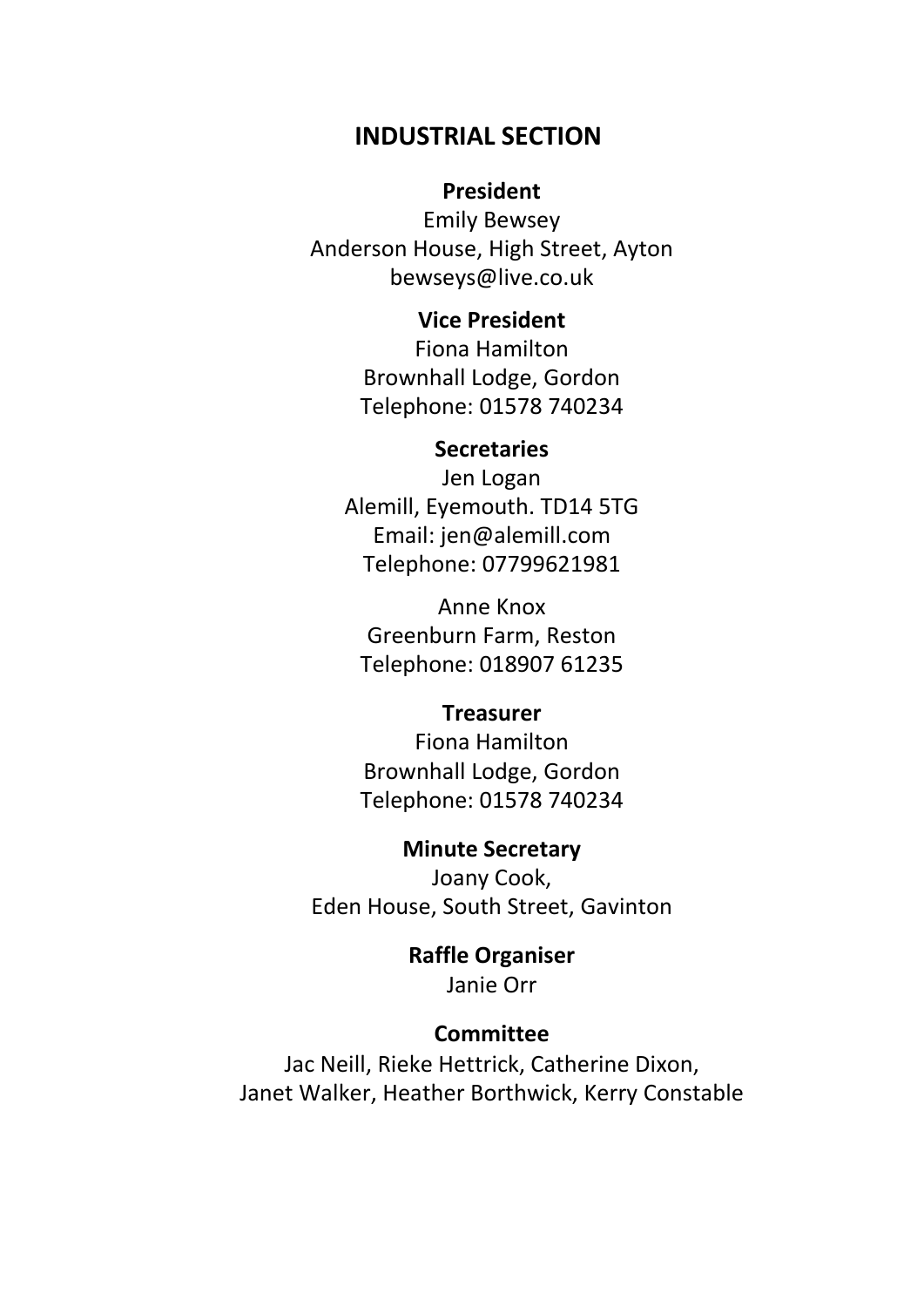# INDUSTRIAL SECTION

**President**

Emily Bewsey
Anderson House, High Street, Ayton
bewseys@live.co.uk

**Vice President**

Fiona Hamilton
Brownhall Lodge, Gordon
Telephone: 01578 740234

**Secretaries**

Jen Logan
Alemill, Eyemouth. TD14 5TG
Email: jen@alemill.com
Telephone: 07799621981

Anne Knox
Greenburn Farm, Reston
Telephone: 018907 61235

**Treasurer**

Fiona Hamilton
Brownhall Lodge, Gordon
Telephone: 01578 740234

**Minute Secretary**

Joany Cook,
Eden House, South Street, Gavinton

**Raffle Organiser**

Janie Orr

**Committee**

Jac Neill, Rieke Hettrick, Catherine Dixon,
Janet Walker, Heather Borthwick, Kerry Constable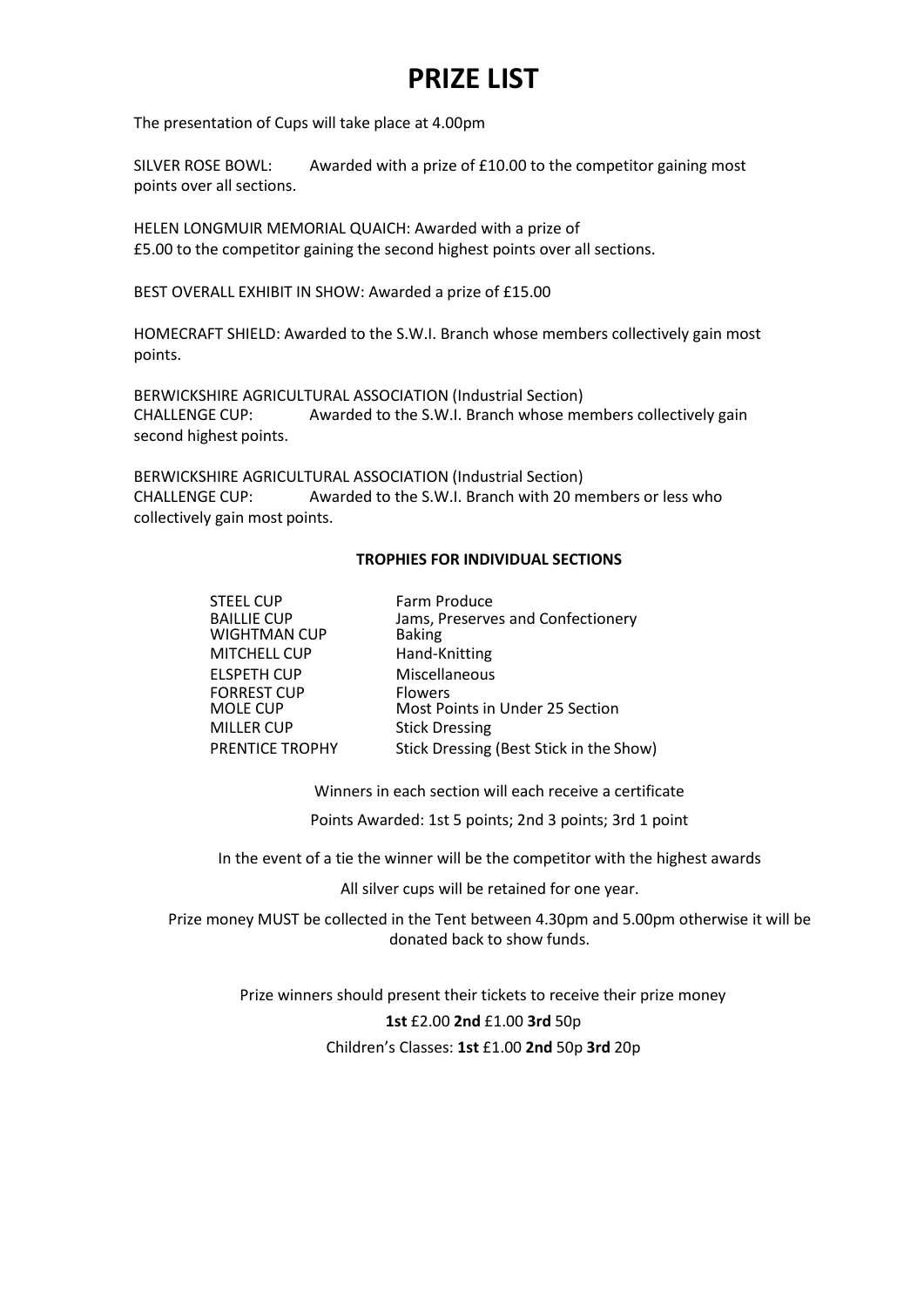# PRIZE LIST

The presentation of Cups will take place at 4.00pm

SILVER ROSE BOWL: Awarded with a prize of £10.00 to the competitor gaining most points over all sections.

HELEN LONGMUIR MEMORIAL QUAICH: Awarded with a prize of £5.00 to the competitor gaining the second highest points over all sections.

BEST OVERALL EXHIBIT IN SHOW: Awarded a prize of £15.00

HOMECRAFT SHIELD: Awarded to the S.W.I. Branch whose members collectively gain most points.

BERWICKSHIRE AGRICULTURAL ASSOCIATION (Industrial Section)
CHALLENGE CUP: Awarded to the S.W.I. Branch whose members collectively gain second highest points.

BERWICKSHIRE AGRICULTURAL ASSOCIATION (Industrial Section)
CHALLENGE CUP: Awarded to the S.W.I. Branch with 20 members or less who collectively gain most points.

**TROPHIES FOR INDIVIDUAL SECTIONS**

| | |
|---|---|
| STEEL CUP | Farm Produce |
| BAILLIE CUP | Jams, Preserves and Confectionery |
| WIGHTMAN CUP | Baking |
| MITCHELL CUP | Hand-Knitting |
| ELSPETH CUP | Miscellaneous |
| FORREST CUP | Flowers |
| MOLE CUP | Most Points in Under 25 Section |
| MILLER CUP | Stick Dressing |
| PRENTICE TROPHY | Stick Dressing (Best Stick in the Show) |

Winners in each section will each receive a certificate

Points Awarded: 1st 5 points; 2nd 3 points; 3rd 1 point

In the event of a tie the winner will be the competitor with the highest awards

All silver cups will be retained for one year.

Prize money MUST be collected in the Tent between 4.30pm and 5.00pm otherwise it will be donated back to show funds.

Prize winners should present their tickets to receive their prize money

**1st** £2.00 **2nd** £1.00 **3rd** 50p

Children's Classes: **1st** £1.00 **2nd** 50p **3rd** 20p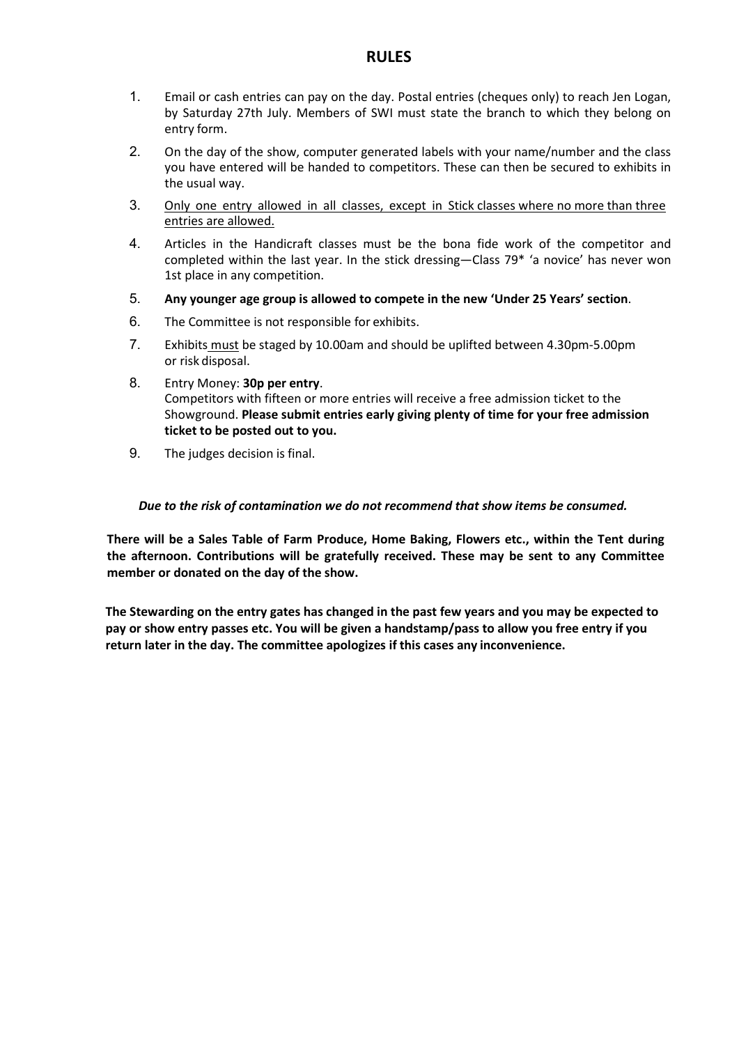# RULES

1. Email or cash entries can pay on the day. Postal entries (cheques only) to reach Jen Logan, by Saturday 27th July. Members of SWI must state the branch to which they belong on entry form.
2. On the day of the show, computer generated labels with your name/number and the class you have entered will be handed to competitors. These can then be secured to exhibits in the usual way.
3. <u>Only one entry allowed in all classes, except in Stick classes where no more than three entries are allowed.</u>
4. Articles in the Handicraft classes must be the bona fide work of the competitor and completed within the last year. In the stick dressing—Class 79* 'a novice' has never won 1st place in any competition.
5. **Any younger age group is allowed to compete in the new 'Under 25 Years' section**.
6. The Committee is not responsible for exhibits.
7. Exhibits <u>must</u> be staged by 10.00am and should be uplifted between 4.30pm-5.00pm or risk disposal.
8. Entry Money: **30p per entry**.
   Competitors with fifteen or more entries will receive a free admission ticket to the Showground. **Please submit entries early giving plenty of time for your free admission ticket to be posted out to you.**
9. The judges decision is final.

***Due to the risk of contamination we do not recommend that show items be consumed.***

**There will be a Sales Table of Farm Produce, Home Baking, Flowers etc., within the Tent during the afternoon. Contributions will be gratefully received. These may be sent to any Committee member or donated on the day of the show.**

**The Stewarding on the entry gates has changed in the past few years and you may be expected to pay or show entry passes etc. You will be given a handstamp/pass to allow you free entry if you return later in the day. The committee apologizes if this cases any inconvenience.**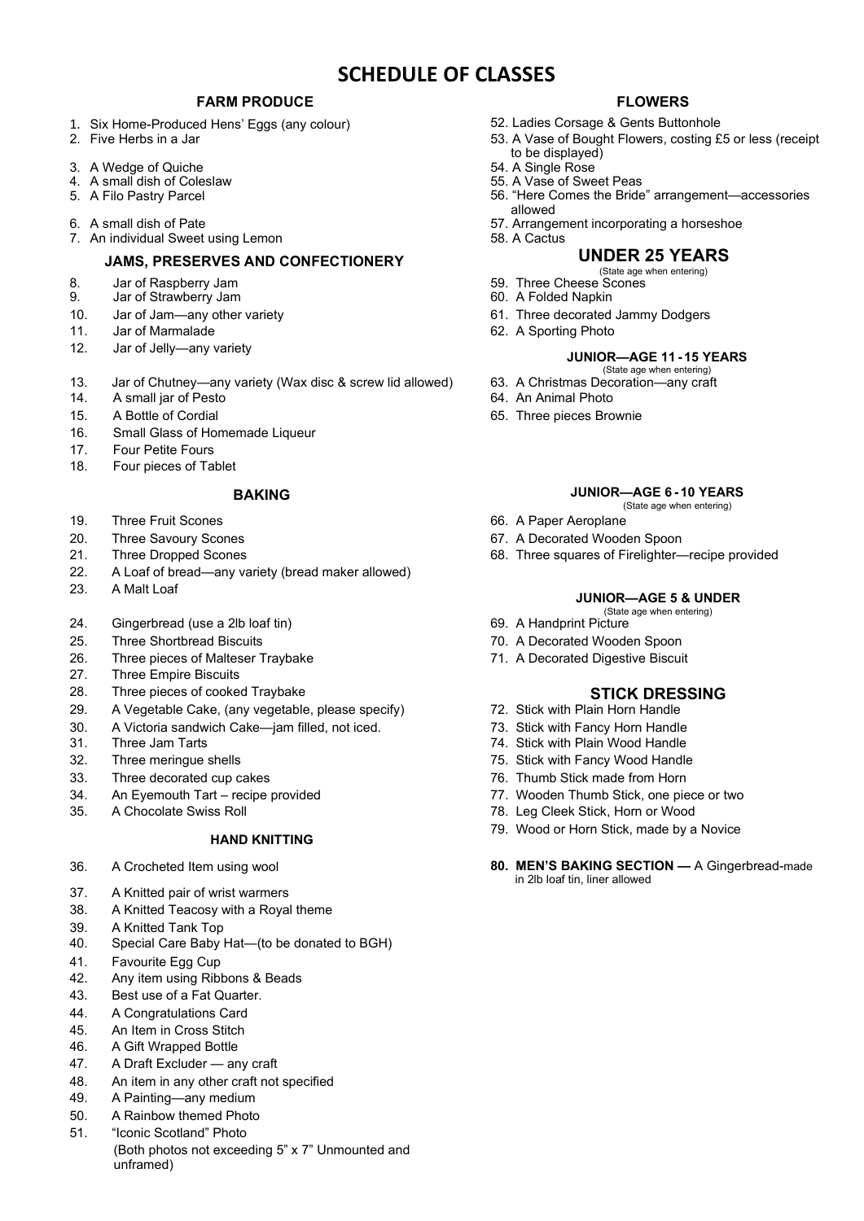# SCHEDULE OF CLASSES

## FARM PRODUCE

1. Six Home-Produced Hens' Eggs (any colour)
2. Five Herbs in a Jar
3. A Wedge of Quiche
4. A small dish of Coleslaw
5. A Filo Pastry Parcel
6. A small dish of Pate
7. An individual Sweet using Lemon

## JAMS, PRESERVES AND CONFECTIONERY

8. Jar of Raspberry Jam
9. Jar of Strawberry Jam
10. Jar of Jam—any other variety
11. Jar of Marmalade
12. Jar of Jelly—any variety
13. Jar of Chutney—any variety (Wax disc & screw lid allowed)
14. A small jar of Pesto
15. A Bottle of Cordial
16. Small Glass of Homemade Liqueur
17. Four Petite Fours
18. Four pieces of Tablet

## BAKING

19. Three Fruit Scones
20. Three Savoury Scones
21. Three Dropped Scones
22. A Loaf of bread—any variety (bread maker allowed)
23. A Malt Loaf
24. Gingerbread (use a 2lb loaf tin)
25. Three Shortbread Biscuits
26. Three pieces of Malteser Traybake
27. Three Empire Biscuits
28. Three pieces of cooked Traybake
29. A Vegetable Cake, (any vegetable, please specify)
30. A Victoria sandwich Cake—jam filled, not iced.
31. Three Jam Tarts
32. Three meringue shells
33. Three decorated cup cakes
34. An Eyemouth Tart – recipe provided
35. A Chocolate Swiss Roll

## HAND KNITTING

36. A Crocheted Item using wool
37. A Knitted pair of wrist warmers
38. A Knitted Teacosy with a Royal theme
39. A Knitted Tank Top
40. Special Care Baby Hat—(to be donated to BGH)
41. Favourite Egg Cup
42. Any item using Ribbons & Beads
43. Best use of a Fat Quarter.
44. A Congratulations Card
45. An Item in Cross Stitch
46. A Gift Wrapped Bottle
47. A Draft Excluder — any craft
48. An item in any other craft not specified
49. A Painting—any medium
50. A Rainbow themed Photo
51. "Iconic Scotland" Photo
    (Both photos not exceeding 5" x 7" Unmounted and unframed)

## FLOWERS

52. Ladies Corsage & Gents Buttonhole
53. A Vase of Bought Flowers, costing £5 or less (receipt to be displayed)
54. A Single Rose
55. A Vase of Sweet Peas
56. "Here Comes the Bride" arrangement—accessories allowed
57. Arrangement incorporating a horseshoe
58. A Cactus

## UNDER 25 YEARS

(State age when entering)

59. Three Cheese Scones
60. A Folded Napkin
61. Three decorated Jammy Dodgers
62. A Sporting Photo

### JUNIOR—AGE 11 - 15 YEARS

(State age when entering)

63. A Christmas Decoration—any craft
64. An Animal Photo
65. Three pieces Brownie

### JUNIOR—AGE 6 - 10 YEARS

(State age when entering)

66. A Paper Aeroplane
67. A Decorated Wooden Spoon
68. Three squares of Firelighter—recipe provided

### JUNIOR—AGE 5 & UNDER

(State age when entering)

69. A Handprint Picture
70. A Decorated Wooden Spoon
71. A Decorated Digestive Biscuit

## STICK DRESSING

72. Stick with Plain Horn Handle
73. Stick with Fancy Horn Handle
74. Stick with Plain Wood Handle
75. Stick with Fancy Wood Handle
76. Thumb Stick made from Horn
77. Wooden Thumb Stick, one piece or two
78. Leg Cleek Stick, Horn or Wood
79. Wood or Horn Stick, made by a Novice
80. **MEN'S BAKING SECTION —** A Gingerbread-made in 2lb loaf tin, liner allowed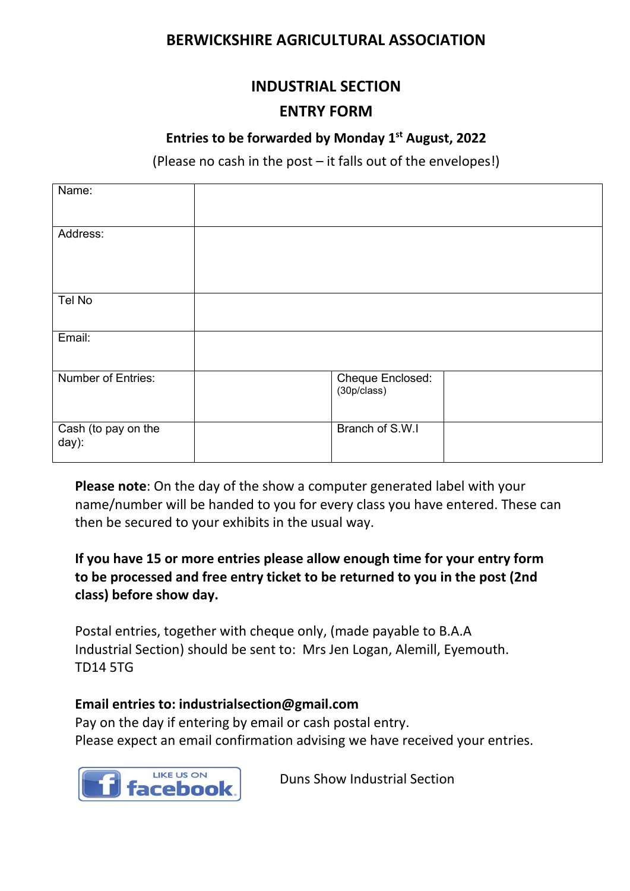# BERWICKSHIRE AGRICULTURAL ASSOCIATION

## INDUSTRIAL SECTION

## ENTRY FORM

**Entries to be forwarded by Monday 1st August, 2022**

(Please no cash in the post – it falls out of the envelopes!)

| Name: | | | |
|---|---|---|---|
| Address: | | | |
| Tel No | | | |
| Email: | | | |
| Number of Entries: | | Cheque Enclosed: (30p/class) | |
| Cash (to pay on the day): | | Branch of S.W.I | |

**Please note**: On the day of the show a computer generated label with your name/number will be handed to you for every class you have entered. These can then be secured to your exhibits in the usual way.

**If you have 15 or more entries please allow enough time for your entry form to be processed and free entry ticket to be returned to you in the post (2nd class) before show day.**

Postal entries, together with cheque only, (made payable to B.A.A Industrial Section) should be sent to: Mrs Jen Logan, Alemill, Eyemouth. TD14 5TG

**Email entries to: industrialsection@gmail.com**
Pay on the day if entering by email or cash postal entry.
Please expect an email confirmation advising we have received your entries.

LIKE US ON facebook

Duns Show Industrial Section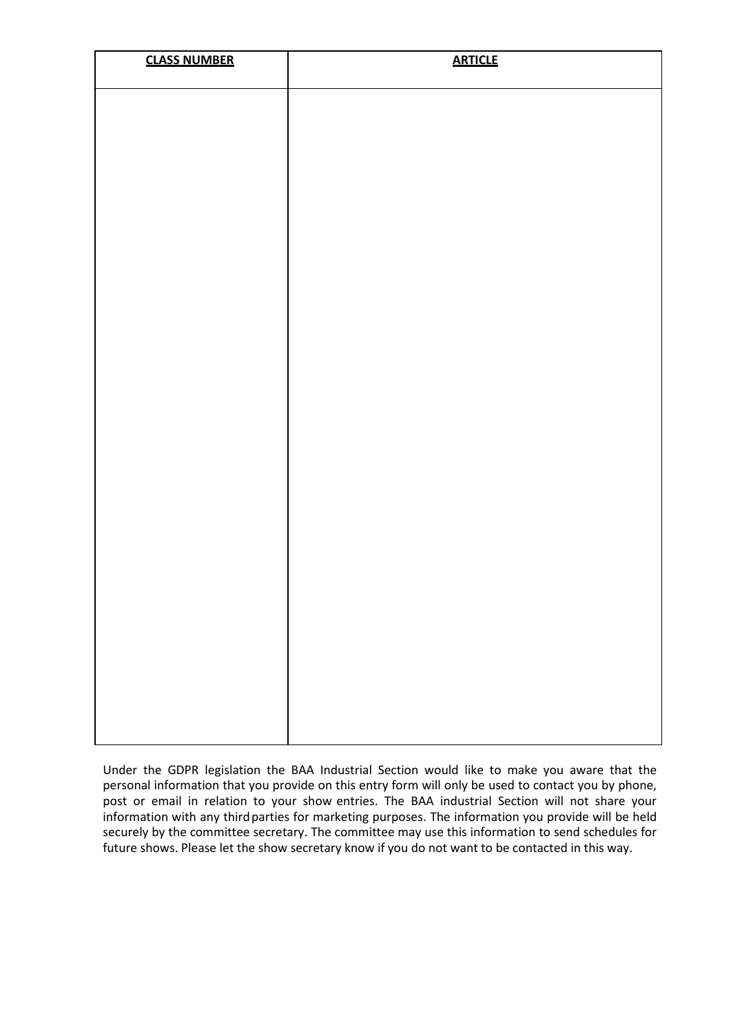| **CLASS NUMBER** | **ARTICLE** |
| --- | --- |
| | |

Under the GDPR legislation the BAA Industrial Section would like to make you aware that the personal information that you provide on this entry form will only be used to contact you by phone, post or email in relation to your show entries. The BAA industrial Section will not share your information with any third parties for marketing purposes. The information you provide will be held securely by the committee secretary. The committee may use this information to send schedules for future shows. Please let the show secretary know if you do not want to be contacted in this way.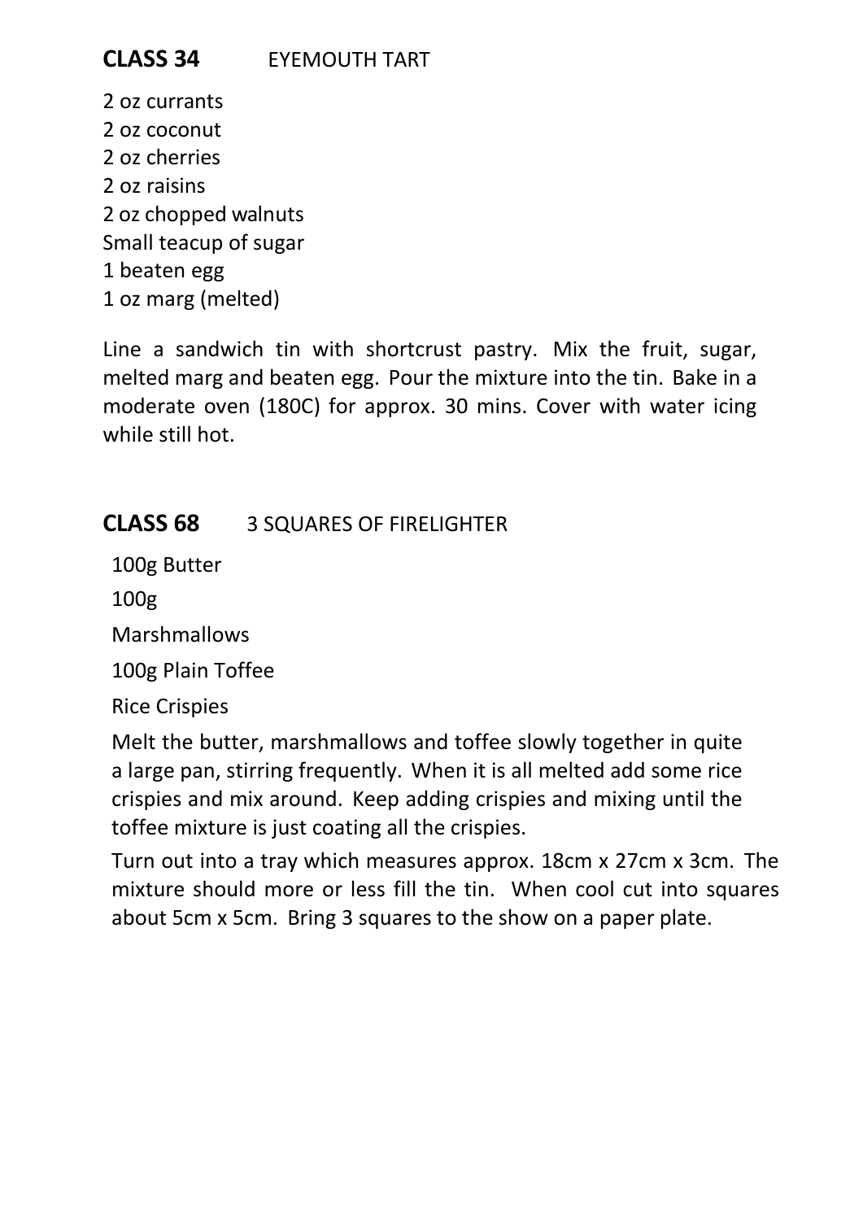## CLASS 34 EYEMOUTH TART

2 oz currants
2 oz coconut
2 oz cherries
2 oz raisins
2 oz chopped walnuts
Small teacup of sugar
1 beaten egg
1 oz marg (melted)

Line a sandwich tin with shortcrust pastry. Mix the fruit, sugar, melted marg and beaten egg. Pour the mixture into the tin. Bake in a moderate oven (180C) for approx. 30 mins. Cover with water icing while still hot.

## CLASS 68 3 SQUARES OF FIRELIGHTER

100g Butter

100g

Marshmallows

100g Plain Toffee

Rice Crispies

Melt the butter, marshmallows and toffee slowly together in quite a large pan, stirring frequently. When it is all melted add some rice crispies and mix around. Keep adding crispies and mixing until the toffee mixture is just coating all the crispies.

Turn out into a tray which measures approx. 18cm x 27cm x 3cm. The mixture should more or less fill the tin. When cool cut into squares about 5cm x 5cm. Bring 3 squares to the show on a paper plate.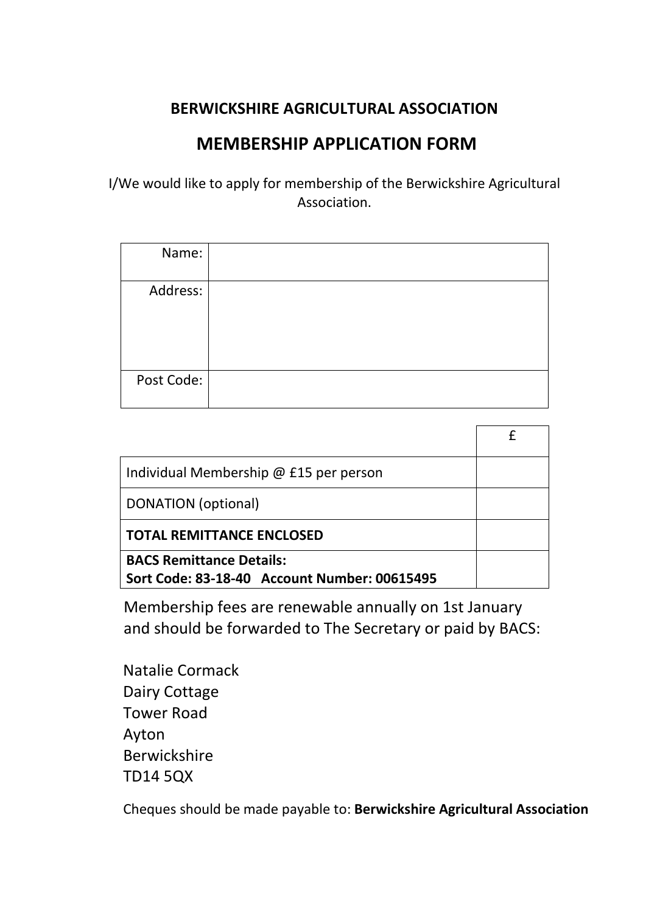## BERWICKSHIRE AGRICULTURAL ASSOCIATION

# MEMBERSHIP APPLICATION FORM

I/We would like to apply for membership of the Berwickshire Agricultural Association.

| | |
|---|---|
| Name: | |
| Address: | |
| Post Code: | |

| | £ |
|---|---|
| Individual Membership @ £15 per person | |
| DONATION (optional) | |
| **TOTAL REMITTANCE ENCLOSED** | |
| **BACS Remittance Details:** **Sort Code: 83-18-40 Account Number: 00615495** | |

Membership fees are renewable annually on 1st January and should be forwarded to The Secretary or paid by BACS:

Natalie Cormack
Dairy Cottage
Tower Road
Ayton
Berwickshire
TD14 5QX

Cheques should be made payable to: **Berwickshire Agricultural Association**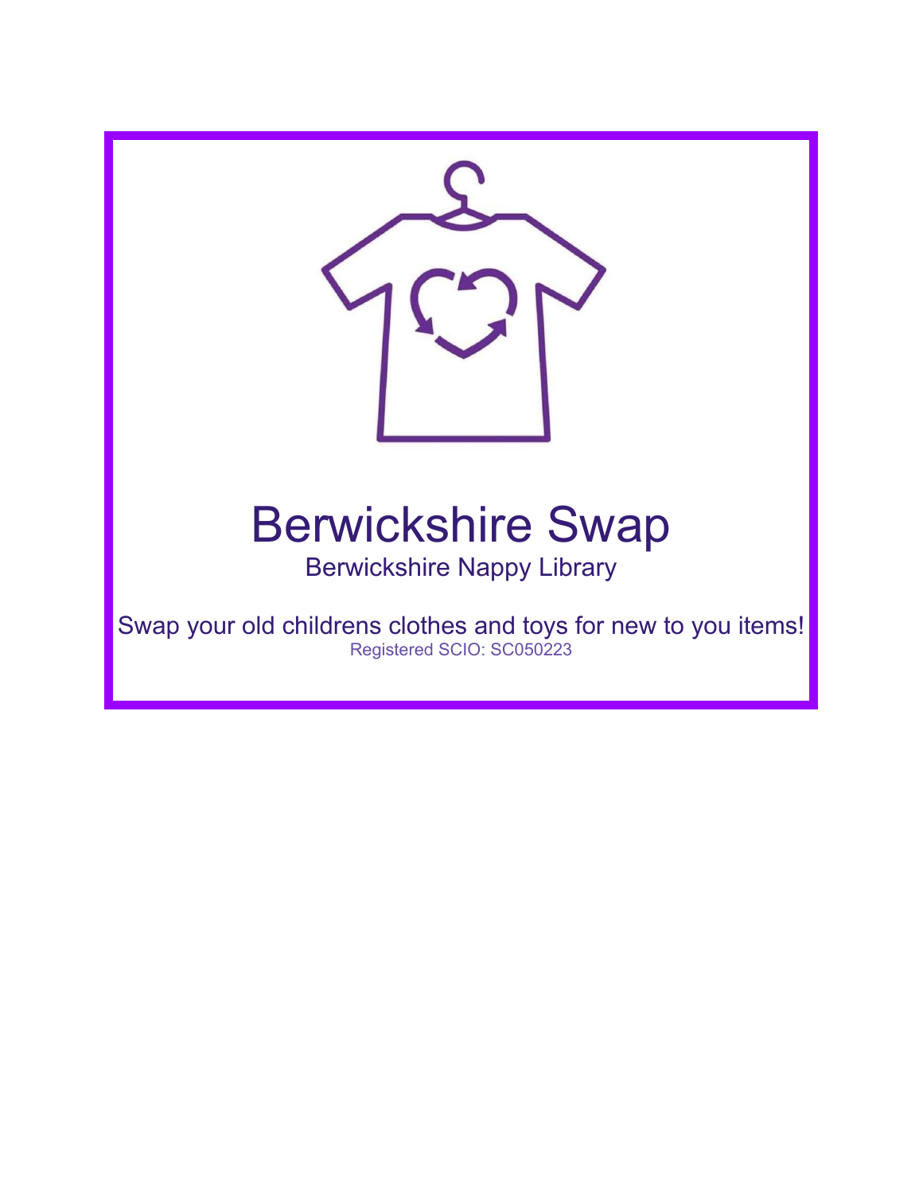# Berwickshire Swap

Berwickshire Nappy Library

Swap your old childrens clothes and toys for new to you items!

Registered SCIO: SC050223